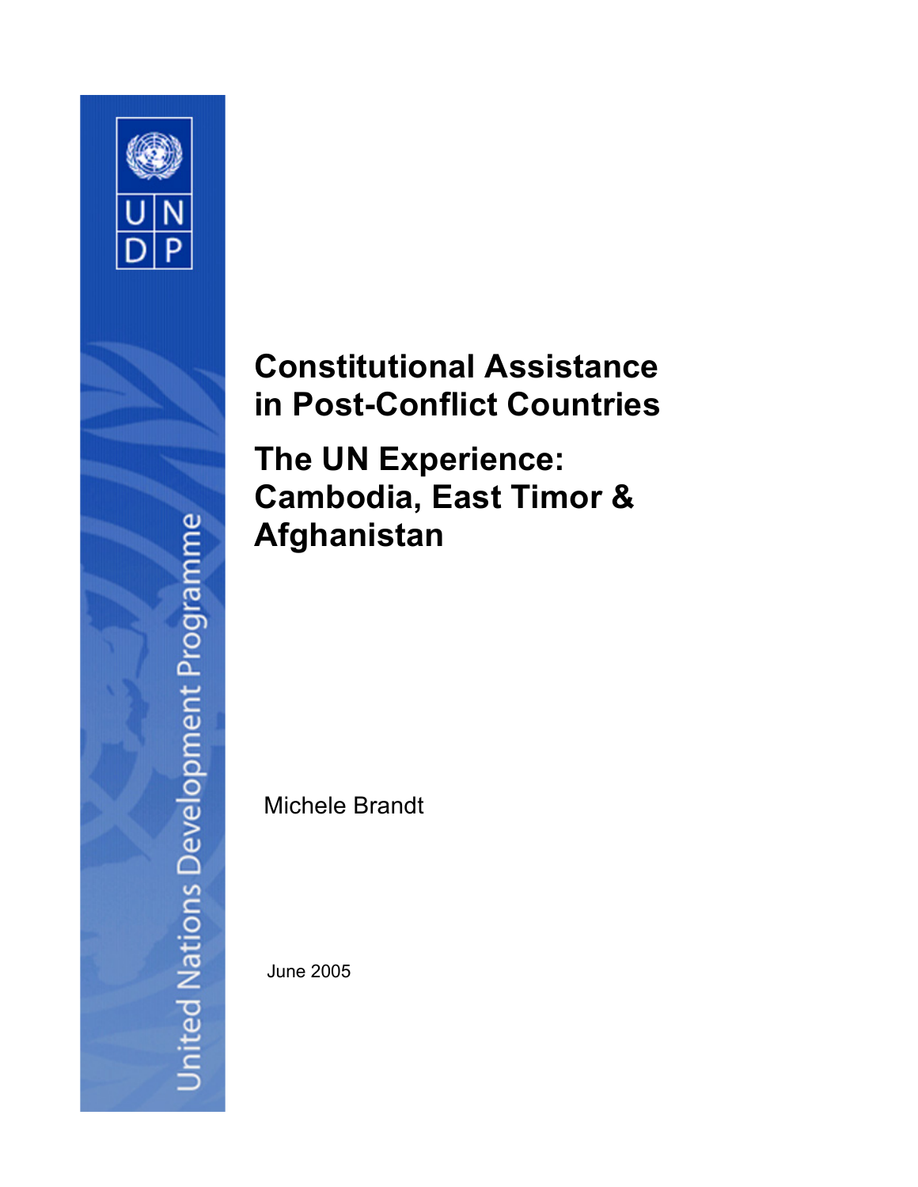# Constitutional Assistance in Post-Conflict Countries

## The UN Experience: Cambodia, East Timor & Afghanistan

Michele Brandt

June 2005

United Nations Development Programme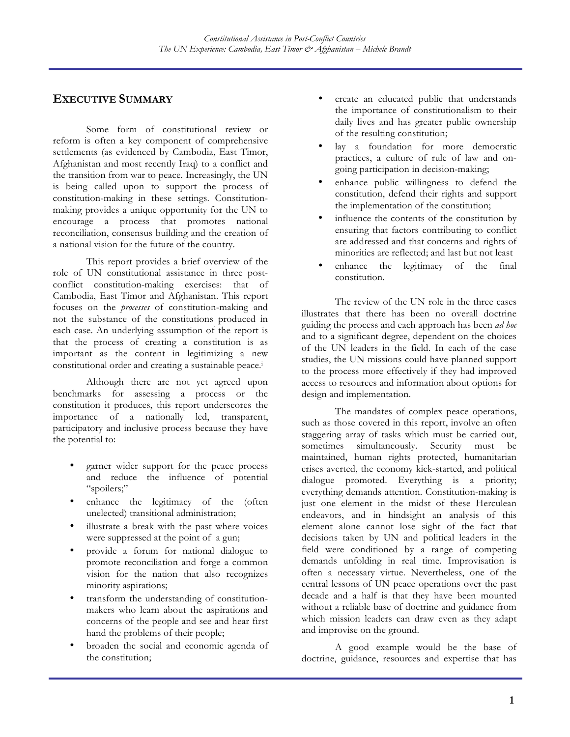## Executive Summary

Some form of constitutional review or reform is often a key component of comprehensive settlements (as evidenced by Cambodia, East Timor, Afghanistan and most recently Iraq) to a conflict and the transition from war to peace. Increasingly, the UN is being called upon to support the process of constitution-making in these settings. Constitution-making provides a unique opportunity for the UN to encourage a process that promotes national reconciliation, consensus building and the creation of a national vision for the future of the country.

This report provides a brief overview of the role of UN constitutional assistance in three post-conflict constitution-making exercises: that of Cambodia, East Timor and Afghanistan. This report focuses on the *processes* of constitution-making and not the substance of the constitutions produced in each case. An underlying assumption of the report is that the process of creating a constitution is as important as the content in legitimizing a new constitutional order and creating a sustainable peace.[i]

Although there are not yet agreed upon benchmarks for assessing a process or the constitution it produces, this report underscores the importance of a nationally led, transparent, participatory and inclusive process because they have the potential to:

- garner wider support for the peace process and reduce the influence of potential "spoilers;"
- enhance the legitimacy of the (often unelected) transitional administration;
- illustrate a break with the past where voices were suppressed at the point of a gun;
- provide a forum for national dialogue to promote reconciliation and forge a common vision for the nation that also recognizes minority aspirations;
- transform the understanding of constitution-makers who learn about the aspirations and concerns of the people and see and hear first hand the problems of their people;
- broaden the social and economic agenda of the constitution;
- create an educated public that understands the importance of constitutionalism to their daily lives and has greater public ownership of the resulting constitution;
- lay a foundation for more democratic practices, a culture of rule of law and on-going participation in decision-making;
- enhance public willingness to defend the constitution, defend their rights and support the implementation of the constitution;
- influence the contents of the constitution by ensuring that factors contributing to conflict are addressed and that concerns and rights of minorities are reflected; and last but not least
- enhance the legitimacy of the final constitution.

The review of the UN role in the three cases illustrates that there has been no overall doctrine guiding the process and each approach has been *ad hoc* and to a significant degree, dependent on the choices of the UN leaders in the field. In each of the case studies, the UN missions could have planned support to the process more effectively if they had improved access to resources and information about options for design and implementation.

The mandates of complex peace operations, such as those covered in this report, involve an often staggering array of tasks which must be carried out, sometimes simultaneously. Security must be maintained, human rights protected, humanitarian crises averted, the economy kick-started, and political dialogue promoted. Everything is a priority; everything demands attention. Constitution-making is just one element in the midst of these Herculean endeavors, and in hindsight an analysis of this element alone cannot lose sight of the fact that decisions taken by UN and political leaders in the field were conditioned by a range of competing demands unfolding in real time. Improvisation is often a necessary virtue. Nevertheless, one of the central lessons of UN peace operations over the past decade and a half is that they have been mounted without a reliable base of doctrine and guidance from which mission leaders can draw even as they adapt and improvise on the ground.

A good example would be the base of doctrine, guidance, resources and expertise that has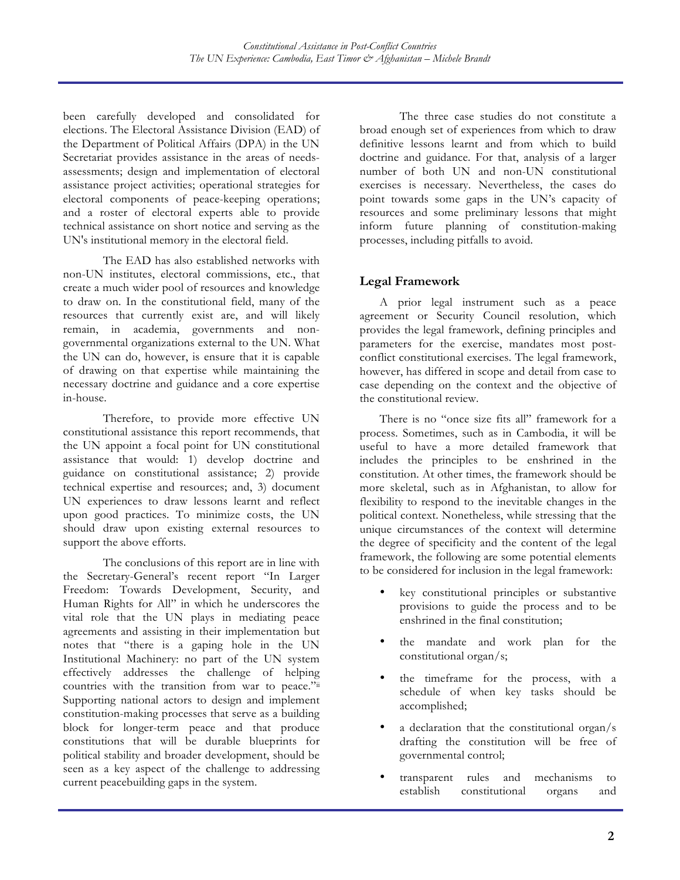been carefully developed and consolidated for elections. The Electoral Assistance Division (EAD) of the Department of Political Affairs (DPA) in the UN Secretariat provides assistance in the areas of needs-assessments; design and implementation of electoral assistance project activities; operational strategies for electoral components of peace-keeping operations; and a roster of electoral experts able to provide technical assistance on short notice and serving as the UN's institutional memory in the electoral field.

The EAD has also established networks with non-UN institutes, electoral commissions, etc., that create a much wider pool of resources and knowledge to draw on. In the constitutional field, many of the resources that currently exist are, and will likely remain, in academia, governments and non-governmental organizations external to the UN. What the UN can do, however, is ensure that it is capable of drawing on that expertise while maintaining the necessary doctrine and guidance and a core expertise in-house.

Therefore, to provide more effective UN constitutional assistance this report recommends, that the UN appoint a focal point for UN constitutional assistance that would: 1) develop doctrine and guidance on constitutional assistance; 2) provide technical expertise and resources; and, 3) document UN experiences to draw lessons learnt and reflect upon good practices. To minimize costs, the UN should draw upon existing external resources to support the above efforts.

The conclusions of this report are in line with the Secretary-General's recent report "In Larger Freedom: Towards Development, Security, and Human Rights for All" in which he underscores the vital role that the UN plays in mediating peace agreements and assisting in their implementation but notes that "there is a gaping hole in the UN Institutional Machinery: no part of the UN system effectively addresses the challenge of helping countries with the transition from war to peace."[ii] Supporting national actors to design and implement constitution-making processes that serve as a building block for longer-term peace and that produce constitutions that will be durable blueprints for political stability and broader development, should be seen as a key aspect of the challenge to addressing current peacebuilding gaps in the system.

The three case studies do not constitute a broad enough set of experiences from which to draw definitive lessons learnt and from which to build doctrine and guidance. For that, analysis of a larger number of both UN and non-UN constitutional exercises is necessary. Nevertheless, the cases do point towards some gaps in the UN's capacity of resources and some preliminary lessons that might inform future planning of constitution-making processes, including pitfalls to avoid.

## Legal Framework

A prior legal instrument such as a peace agreement or Security Council resolution, which provides the legal framework, defining principles and parameters for the exercise, mandates most post-conflict constitutional exercises. The legal framework, however, has differed in scope and detail from case to case depending on the context and the objective of the constitutional review.

There is no "once size fits all" framework for a process. Sometimes, such as in Cambodia, it will be useful to have a more detailed framework that includes the principles to be enshrined in the constitution. At other times, the framework should be more skeletal, such as in Afghanistan, to allow for flexibility to respond to the inevitable changes in the political context. Nonetheless, while stressing that the unique circumstances of the context will determine the degree of specificity and the content of the legal framework, the following are some potential elements to be considered for inclusion in the legal framework:

- key constitutional principles or substantive provisions to guide the process and to be enshrined in the final constitution;
- the mandate and work plan for the constitutional organ/s;
- the timeframe for the process, with a schedule of when key tasks should be accomplished;
- a declaration that the constitutional organ/s drafting the constitution will be free of governmental control;
- transparent rules and mechanisms to establish constitutional organs and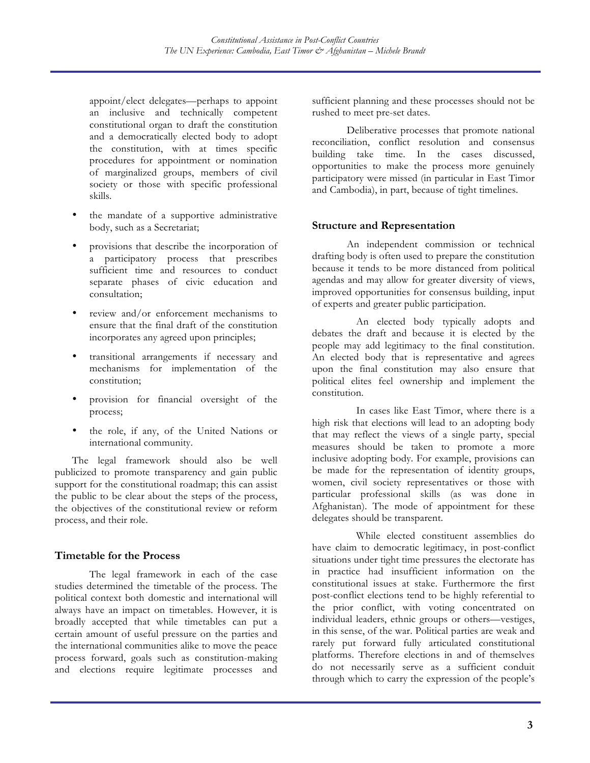appoint/elect delegates—perhaps to appoint an inclusive and technically competent constitutional organ to draft the constitution and a democratically elected body to adopt the constitution, with at times specific procedures for appointment or nomination of marginalized groups, members of civil society or those with specific professional skills.

- the mandate of a supportive administrative body, such as a Secretariat;
- provisions that describe the incorporation of a participatory process that prescribes sufficient time and resources to conduct separate phases of civic education and consultation;
- review and/or enforcement mechanisms to ensure that the final draft of the constitution incorporates any agreed upon principles;
- transitional arrangements if necessary and mechanisms for implementation of the constitution;
- provision for financial oversight of the process;
- the role, if any, of the United Nations or international community.

The legal framework should also be well publicized to promote transparency and gain public support for the constitutional roadmap; this can assist the public to be clear about the steps of the process, the objectives of the constitutional review or reform process, and their role.

## Timetable for the Process

The legal framework in each of the case studies determined the timetable of the process. The political context both domestic and international will always have an impact on timetables. However, it is broadly accepted that while timetables can put a certain amount of useful pressure on the parties and the international communities alike to move the peace process forward, goals such as constitution-making and elections require legitimate processes and sufficient planning and these processes should not be rushed to meet pre-set dates.

Deliberative processes that promote national reconciliation, conflict resolution and consensus building take time. In the cases discussed, opportunities to make the process more genuinely participatory were missed (in particular in East Timor and Cambodia), in part, because of tight timelines.

## Structure and Representation

An independent commission or technical drafting body is often used to prepare the constitution because it tends to be more distanced from political agendas and may allow for greater diversity of views, improved opportunities for consensus building, input of experts and greater public participation.

An elected body typically adopts and debates the draft and because it is elected by the people may add legitimacy to the final constitution. An elected body that is representative and agrees upon the final constitution may also ensure that political elites feel ownership and implement the constitution.

In cases like East Timor, where there is a high risk that elections will lead to an adopting body that may reflect the views of a single party, special measures should be taken to promote a more inclusive adopting body. For example, provisions can be made for the representation of identity groups, women, civil society representatives or those with particular professional skills (as was done in Afghanistan). The mode of appointment for these delegates should be transparent.

While elected constituent assemblies do have claim to democratic legitimacy, in post-conflict situations under tight time pressures the electorate has in practice had insufficient information on the constitutional issues at stake. Furthermore the first post-conflict elections tend to be highly referential to the prior conflict, with voting concentrated on individual leaders, ethnic groups or others—vestiges, in this sense, of the war. Political parties are weak and rarely put forward fully articulated constitutional platforms. Therefore elections in and of themselves do not necessarily serve as a sufficient conduit through which to carry the expression of the people's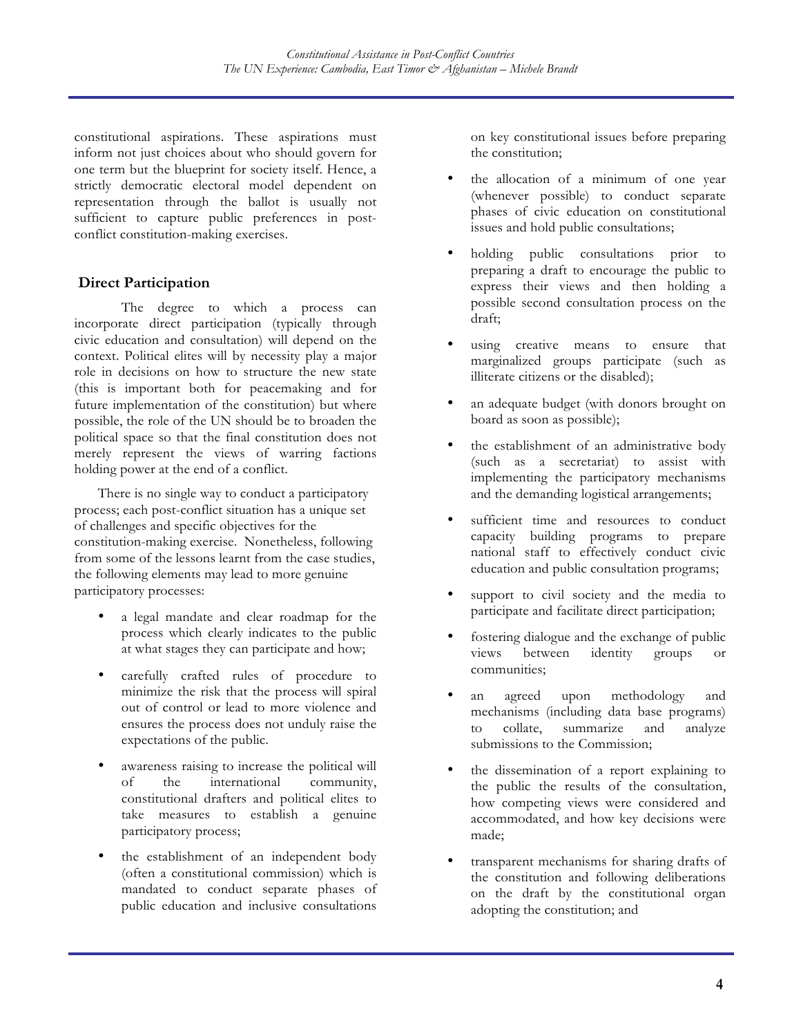constitutional aspirations. These aspirations must inform not just choices about who should govern for one term but the blueprint for society itself. Hence, a strictly democratic electoral model dependent on representation through the ballot is usually not sufficient to capture public preferences in post-conflict constitution-making exercises.

## Direct Participation

The degree to which a process can incorporate direct participation (typically through civic education and consultation) will depend on the context. Political elites will by necessity play a major role in decisions on how to structure the new state (this is important both for peacemaking and for future implementation of the constitution) but where possible, the role of the UN should be to broaden the political space so that the final constitution does not merely represent the views of warring factions holding power at the end of a conflict.

There is no single way to conduct a participatory process; each post-conflict situation has a unique set of challenges and specific objectives for the constitution-making exercise. Nonetheless, following from some of the lessons learnt from the case studies, the following elements may lead to more genuine participatory processes:

- a legal mandate and clear roadmap for the process which clearly indicates to the public at what stages they can participate and how;
- carefully crafted rules of procedure to minimize the risk that the process will spiral out of control or lead to more violence and ensures the process does not unduly raise the expectations of the public.
- awareness raising to increase the political will of the international community, constitutional drafters and political elites to take measures to establish a genuine participatory process;
- the establishment of an independent body (often a constitutional commission) which is mandated to conduct separate phases of public education and inclusive consultations on key constitutional issues before preparing the constitution;
- the allocation of a minimum of one year (whenever possible) to conduct separate phases of civic education on constitutional issues and hold public consultations;
- holding public consultations prior to preparing a draft to encourage the public to express their views and then holding a possible second consultation process on the draft;
- using creative means to ensure that marginalized groups participate (such as illiterate citizens or the disabled);
- an adequate budget (with donors brought on board as soon as possible);
- the establishment of an administrative body (such as a secretariat) to assist with implementing the participatory mechanisms and the demanding logistical arrangements;
- sufficient time and resources to conduct capacity building programs to prepare national staff to effectively conduct civic education and public consultation programs;
- support to civil society and the media to participate and facilitate direct participation;
- fostering dialogue and the exchange of public views between identity groups or communities;
- an agreed upon methodology and mechanisms (including data base programs) to collate, summarize and analyze submissions to the Commission;
- the dissemination of a report explaining to the public the results of the consultation, how competing views were considered and accommodated, and how key decisions were made;
- transparent mechanisms for sharing drafts of the constitution and following deliberations on the draft by the constitutional organ adopting the constitution; and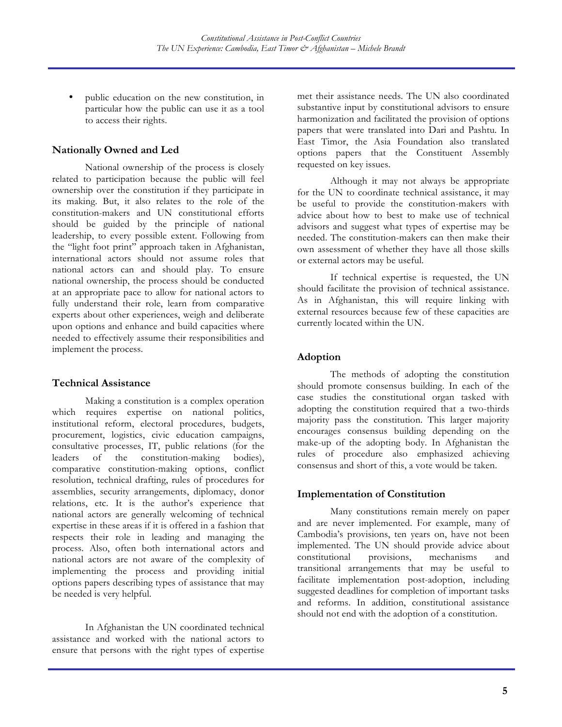- public education on the new constitution, in particular how the public can use it as a tool to access their rights.

## Nationally Owned and Led

National ownership of the process is closely related to participation because the public will feel ownership over the constitution if they participate in its making. But, it also relates to the role of the constitution-makers and UN constitutional efforts should be guided by the principle of national leadership, to every possible extent. Following from the "light foot print" approach taken in Afghanistan, international actors should not assume roles that national actors can and should play. To ensure national ownership, the process should be conducted at an appropriate pace to allow for national actors to fully understand their role, learn from comparative experts about other experiences, weigh and deliberate upon options and enhance and build capacities where needed to effectively assume their responsibilities and implement the process.

## Technical Assistance

Making a constitution is a complex operation which requires expertise on national politics, institutional reform, electoral procedures, budgets, procurement, logistics, civic education campaigns, consultative processes, IT, public relations (for the leaders of the constitution-making bodies), comparative constitution-making options, conflict resolution, technical drafting, rules of procedures for assemblies, security arrangements, diplomacy, donor relations, etc. It is the author's experience that national actors are generally welcoming of technical expertise in these areas if it is offered in a fashion that respects their role in leading and managing the process. Also, often both international actors and national actors are not aware of the complexity of implementing the process and providing initial options papers describing types of assistance that may be needed is very helpful.

In Afghanistan the UN coordinated technical assistance and worked with the national actors to ensure that persons with the right types of expertise met their assistance needs. The UN also coordinated substantive input by constitutional advisors to ensure harmonization and facilitated the provision of options papers that were translated into Dari and Pashtu. In East Timor, the Asia Foundation also translated options papers that the Constituent Assembly requested on key issues.

Although it may not always be appropriate for the UN to coordinate technical assistance, it may be useful to provide the constitution-makers with advice about how to best to make use of technical advisors and suggest what types of expertise may be needed. The constitution-makers can then make their own assessment of whether they have all those skills or external actors may be useful.

If technical expertise is requested, the UN should facilitate the provision of technical assistance. As in Afghanistan, this will require linking with external resources because few of these capacities are currently located within the UN.

## Adoption

The methods of adopting the constitution should promote consensus building. In each of the case studies the constitutional organ tasked with adopting the constitution required that a two-thirds majority pass the constitution. This larger majority encourages consensus building depending on the make-up of the adopting body. In Afghanistan the rules of procedure also emphasized achieving consensus and short of this, a vote would be taken.

## Implementation of Constitution

Many constitutions remain merely on paper and are never implemented. For example, many of Cambodia's provisions, ten years on, have not been implemented. The UN should provide advice about constitutional provisions, mechanisms and transitional arrangements that may be useful to facilitate implementation post-adoption, including suggested deadlines for completion of important tasks and reforms. In addition, constitutional assistance should not end with the adoption of a constitution.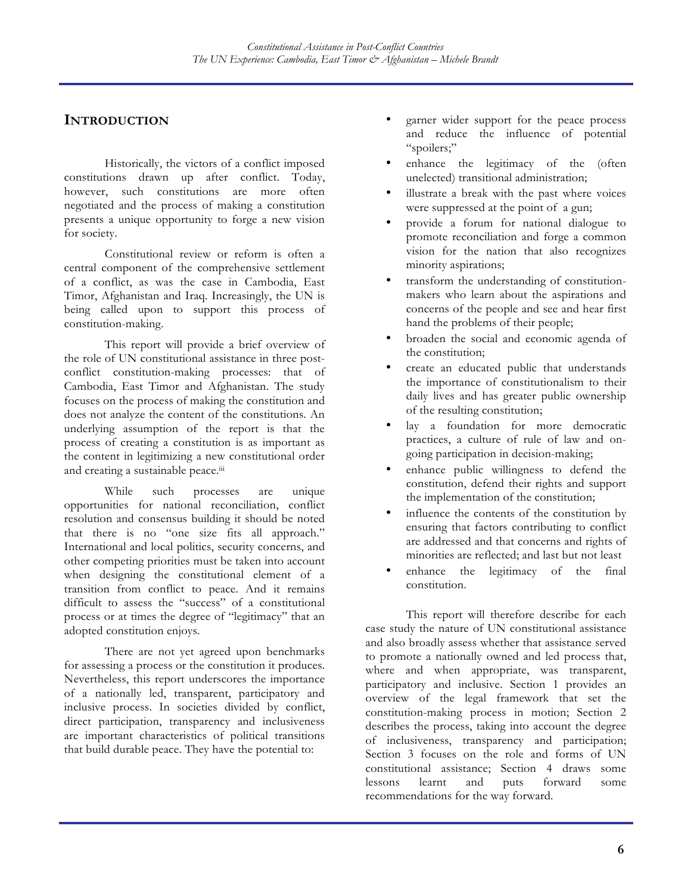## Introduction

Historically, the victors of a conflict imposed constitutions drawn up after conflict. Today, however, such constitutions are more often negotiated and the process of making a constitution presents a unique opportunity to forge a new vision for society.

Constitutional review or reform is often a central component of the comprehensive settlement of a conflict, as was the case in Cambodia, East Timor, Afghanistan and Iraq. Increasingly, the UN is being called upon to support this process of constitution-making.

This report will provide a brief overview of the role of UN constitutional assistance in three post-conflict constitution-making processes: that of Cambodia, East Timor and Afghanistan. The study focuses on the process of making the constitution and does not analyze the content of the constitutions. An underlying assumption of the report is that the process of creating a constitution is as important as the content in legitimizing a new constitutional order and creating a sustainable peace.[iii]

While such processes are unique opportunities for national reconciliation, conflict resolution and consensus building it should be noted that there is no "one size fits all approach." International and local politics, security concerns, and other competing priorities must be taken into account when designing the constitutional element of a transition from conflict to peace. And it remains difficult to assess the "success" of a constitutional process or at times the degree of "legitimacy" that an adopted constitution enjoys.

There are not yet agreed upon benchmarks for assessing a process or the constitution it produces. Nevertheless, this report underscores the importance of a nationally led, transparent, participatory and inclusive process. In societies divided by conflict, direct participation, transparency and inclusiveness are important characteristics of political transitions that build durable peace. They have the potential to:

- garner wider support for the peace process and reduce the influence of potential "spoilers;"
- enhance the legitimacy of the (often unelected) transitional administration;
- illustrate a break with the past where voices were suppressed at the point of a gun;
- provide a forum for national dialogue to promote reconciliation and forge a common vision for the nation that also recognizes minority aspirations;
- transform the understanding of constitution-makers who learn about the aspirations and concerns of the people and see and hear first hand the problems of their people;
- broaden the social and economic agenda of the constitution;
- create an educated public that understands the importance of constitutionalism to their daily lives and has greater public ownership of the resulting constitution;
- lay a foundation for more democratic practices, a culture of rule of law and on-going participation in decision-making;
- enhance public willingness to defend the constitution, defend their rights and support the implementation of the constitution;
- influence the contents of the constitution by ensuring that factors contributing to conflict are addressed and that concerns and rights of minorities are reflected; and last but not least
- enhance the legitimacy of the final constitution.

This report will therefore describe for each case study the nature of UN constitutional assistance and also broadly assess whether that assistance served to promote a nationally owned and led process that, where and when appropriate, was transparent, participatory and inclusive. Section 1 provides an overview of the legal framework that set the constitution-making process in motion; Section 2 describes the process, taking into account the degree of inclusiveness, transparency and participation; Section 3 focuses on the role and forms of UN constitutional assistance; Section 4 draws some lessons learnt and puts forward some recommendations for the way forward.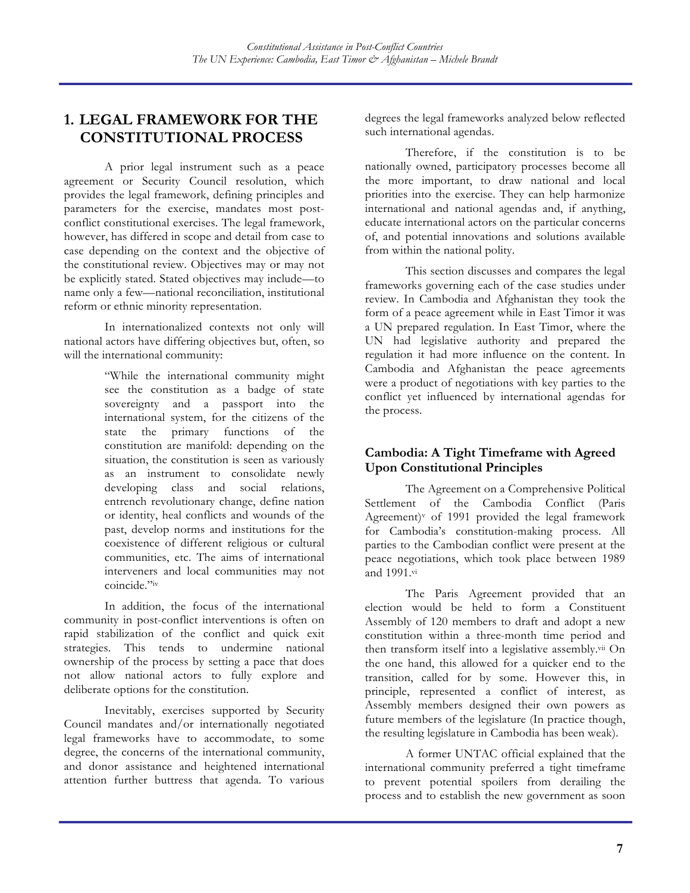## 1. LEGAL FRAMEWORK FOR THE CONSTITUTIONAL PROCESS

A prior legal instrument such as a peace agreement or Security Council resolution, which provides the legal framework, defining principles and parameters for the exercise, mandates most post-conflict constitutional exercises. The legal framework, however, has differed in scope and detail from case to case depending on the context and the objective of the constitutional review. Objectives may or may not be explicitly stated. Stated objectives may include—to name only a few—national reconciliation, institutional reform or ethnic minority representation.

In internationalized contexts not only will national actors have differing objectives but, often, so will the international community:

> "While the international community might see the constitution as a badge of state sovereignty and a passport into the international system, for the citizens of the state the primary functions of the constitution are manifold: depending on the situation, the constitution is seen as variously as an instrument to consolidate newly developing class and social relations, entrench revolutionary change, define nation or identity, heal conflicts and wounds of the past, develop norms and institutions for the coexistence of different religious or cultural communities, etc. The aims of international interveners and local communities may not coincide."[iv]

In addition, the focus of the international community in post-conflict interventions is often on rapid stabilization of the conflict and quick exit strategies. This tends to undermine national ownership of the process by setting a pace that does not allow national actors to fully explore and deliberate options for the constitution.

Inevitably, exercises supported by Security Council mandates and/or internationally negotiated legal frameworks have to accommodate, to some degree, the concerns of the international community, and donor assistance and heightened international attention further buttress that agenda. To various degrees the legal frameworks analyzed below reflected such international agendas.

Therefore, if the constitution is to be nationally owned, participatory processes become all the more important, to draw national and local priorities into the exercise. They can help harmonize international and national agendas and, if anything, educate international actors on the particular concerns of, and potential innovations and solutions available from within the national polity.

This section discusses and compares the legal frameworks governing each of the case studies under review. In Cambodia and Afghanistan they took the form of a peace agreement while in East Timor it was a UN prepared regulation. In East Timor, where the UN had legislative authority and prepared the regulation it had more influence on the content. In Cambodia and Afghanistan the peace agreements were a product of negotiations with key parties to the conflict yet influenced by international agendas for the process.

### Cambodia: A Tight Timeframe with Agreed Upon Constitutional Principles

The Agreement on a Comprehensive Political Settlement of the Cambodia Conflict (Paris Agreement)[v] of 1991 provided the legal framework for Cambodia's constitution-making process. All parties to the Cambodian conflict were present at the peace negotiations, which took place between 1989 and 1991.[vi]

The Paris Agreement provided that an election would be held to form a Constituent Assembly of 120 members to draft and adopt a new constitution within a three-month time period and then transform itself into a legislative assembly.[vii] On the one hand, this allowed for a quicker end to the transition, called for by some. However this, in principle, represented a conflict of interest, as Assembly members designed their own powers as future members of the legislature (In practice though, the resulting legislature in Cambodia has been weak).

A former UNTAC official explained that the international community preferred a tight timeframe to prevent potential spoilers from derailing the process and to establish the new government as soon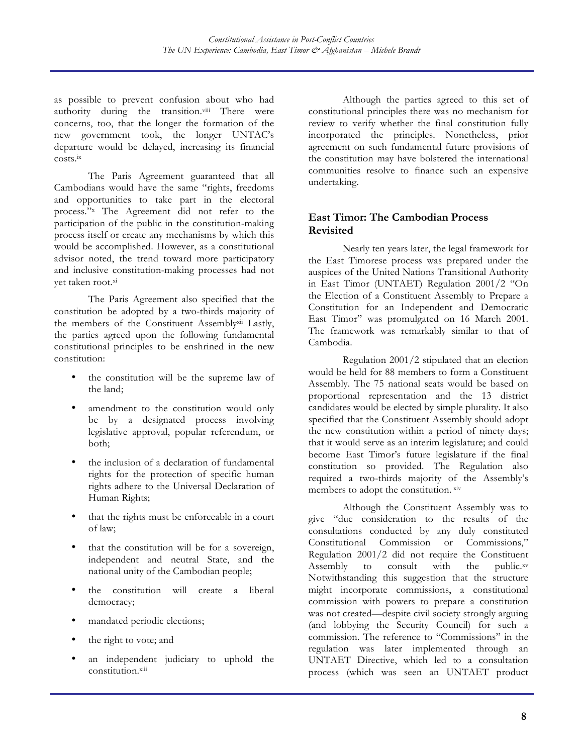as possible to prevent confusion about who had authority during the transition.[viii] There were concerns, too, that the longer the formation of the new government took, the longer UNTAC's departure would be delayed, increasing its financial costs.[ix]

The Paris Agreement guaranteed that all Cambodians would have the same "rights, freedoms and opportunities to take part in the electoral process."[x] The Agreement did not refer to the participation of the public in the constitution-making process itself or create any mechanisms by which this would be accomplished. However, as a constitutional advisor noted, the trend toward more participatory and inclusive constitution-making processes had not yet taken root.[xi]

The Paris Agreement also specified that the constitution be adopted by a two-thirds majority of the members of the Constituent Assembly[xii] Lastly, the parties agreed upon the following fundamental constitutional principles to be enshrined in the new constitution:

- the constitution will be the supreme law of the land;
- amendment to the constitution would only be by a designated process involving legislative approval, popular referendum, or both;
- the inclusion of a declaration of fundamental rights for the protection of specific human rights adhere to the Universal Declaration of Human Rights;
- that the rights must be enforceable in a court of law;
- that the constitution will be for a sovereign, independent and neutral State, and the national unity of the Cambodian people;
- the constitution will create a liberal democracy;
- mandated periodic elections;
- the right to vote; and
- an independent judiciary to uphold the constitution.[xiii]

Although the parties agreed to this set of constitutional principles there was no mechanism for review to verify whether the final constitution fully incorporated the principles. Nonetheless, prior agreement on such fundamental future provisions of the constitution may have bolstered the international communities resolve to finance such an expensive undertaking.

## East Timor: The Cambodian Process Revisited

Nearly ten years later, the legal framework for the East Timorese process was prepared under the auspices of the United Nations Transitional Authority in East Timor (UNTAET) Regulation 2001/2 "On the Election of a Constituent Assembly to Prepare a Constitution for an Independent and Democratic East Timor" was promulgated on 16 March 2001. The framework was remarkably similar to that of Cambodia.

Regulation 2001/2 stipulated that an election would be held for 88 members to form a Constituent Assembly. The 75 national seats would be based on proportional representation and the 13 district candidates would be elected by simple plurality. It also specified that the Constituent Assembly should adopt the new constitution within a period of ninety days; that it would serve as an interim legislature; and could become East Timor's future legislature if the final constitution so provided. The Regulation also required a two-thirds majority of the Assembly's members to adopt the constitution. [xiv]

Although the Constituent Assembly was to give "due consideration to the results of the consultations conducted by any duly constituted Constitutional Commission or Commissions," Regulation 2001/2 did not require the Constituent Assembly to consult with the public.[xv] Notwithstanding this suggestion that the structure might incorporate commissions, a constitutional commission with powers to prepare a constitution was not created—despite civil society strongly arguing (and lobbying the Security Council) for such a commission. The reference to "Commissions" in the regulation was later implemented through an UNTAET Directive, which led to a consultation process (which was seen an UNTAET product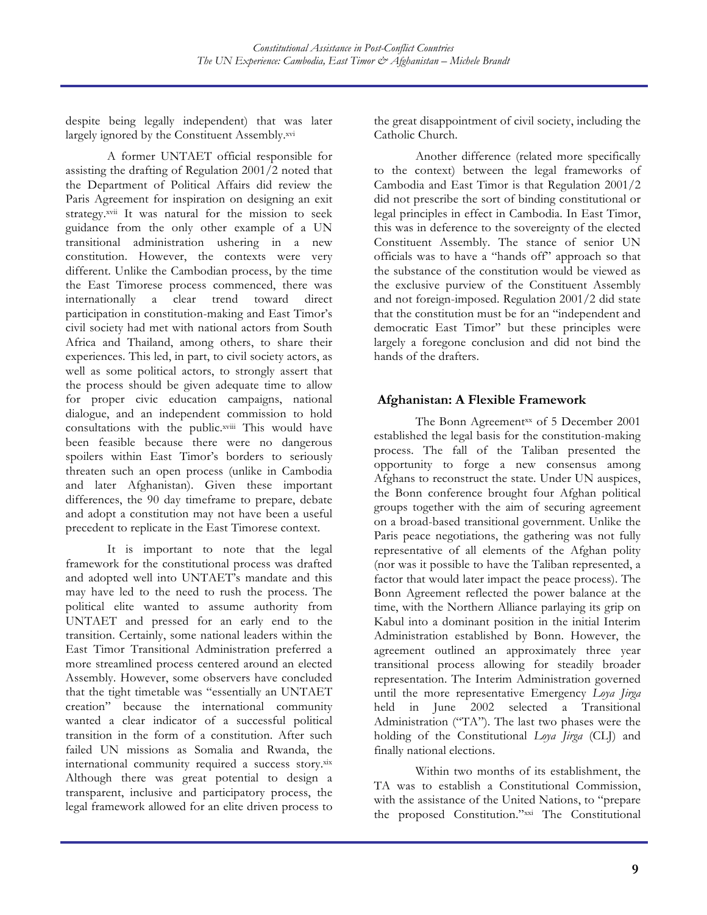despite being legally independent) that was later largely ignored by the Constituent Assembly.[xvi]

A former UNTAET official responsible for assisting the drafting of Regulation 2001/2 noted that the Department of Political Affairs did review the Paris Agreement for inspiration on designing an exit strategy.[xvii] It was natural for the mission to seek guidance from the only other example of a UN transitional administration ushering in a new constitution. However, the contexts were very different. Unlike the Cambodian process, by the time the East Timorese process commenced, there was internationally a clear trend toward direct participation in constitution-making and East Timor's civil society had met with national actors from South Africa and Thailand, among others, to share their experiences. This led, in part, to civil society actors, as well as some political actors, to strongly assert that the process should be given adequate time to allow for proper civic education campaigns, national dialogue, and an independent commission to hold consultations with the public.[xviii] This would have been feasible because there were no dangerous spoilers within East Timor's borders to seriously threaten such an open process (unlike in Cambodia and later Afghanistan). Given these important differences, the 90 day timeframe to prepare, debate and adopt a constitution may not have been a useful precedent to replicate in the East Timorese context.

It is important to note that the legal framework for the constitutional process was drafted and adopted well into UNTAET's mandate and this may have led to the need to rush the process. The political elite wanted to assume authority from UNTAET and pressed for an early end to the transition. Certainly, some national leaders within the East Timor Transitional Administration preferred a more streamlined process centered around an elected Assembly. However, some observers have concluded that the tight timetable was "essentially an UNTAET creation" because the international community wanted a clear indicator of a successful political transition in the form of a constitution. After such failed UN missions as Somalia and Rwanda, the international community required a success story.[xix] Although there was great potential to design a transparent, inclusive and participatory process, the legal framework allowed for an elite driven process to the great disappointment of civil society, including the Catholic Church.

Another difference (related more specifically to the context) between the legal frameworks of Cambodia and East Timor is that Regulation 2001/2 did not prescribe the sort of binding constitutional or legal principles in effect in Cambodia. In East Timor, this was in deference to the sovereignty of the elected Constituent Assembly. The stance of senior UN officials was to have a "hands off" approach so that the substance of the constitution would be viewed as the exclusive purview of the Constituent Assembly and not foreign-imposed. Regulation 2001/2 did state that the constitution must be for an "independent and democratic East Timor" but these principles were largely a foregone conclusion and did not bind the hands of the drafters.

## Afghanistan: A Flexible Framework

The Bonn Agreement[xx] of 5 December 2001 established the legal basis for the constitution-making process. The fall of the Taliban presented the opportunity to forge a new consensus among Afghans to reconstruct the state. Under UN auspices, the Bonn conference brought four Afghan political groups together with the aim of securing agreement on a broad-based transitional government. Unlike the Paris peace negotiations, the gathering was not fully representative of all elements of the Afghan polity (nor was it possible to have the Taliban represented, a factor that would later impact the peace process). The Bonn Agreement reflected the power balance at the time, with the Northern Alliance parlaying its grip on Kabul into a dominant position in the initial Interim Administration established by Bonn. However, the agreement outlined an approximately three year transitional process allowing for steadily broader representation. The Interim Administration governed until the more representative Emergency *Loya Jirga* held in June 2002 selected a Transitional Administration ("TA"). The last two phases were the holding of the Constitutional *Loya Jirga* (CLJ) and finally national elections.

Within two months of its establishment, the TA was to establish a Constitutional Commission, with the assistance of the United Nations, to "prepare the proposed Constitution."[xxi] The Constitutional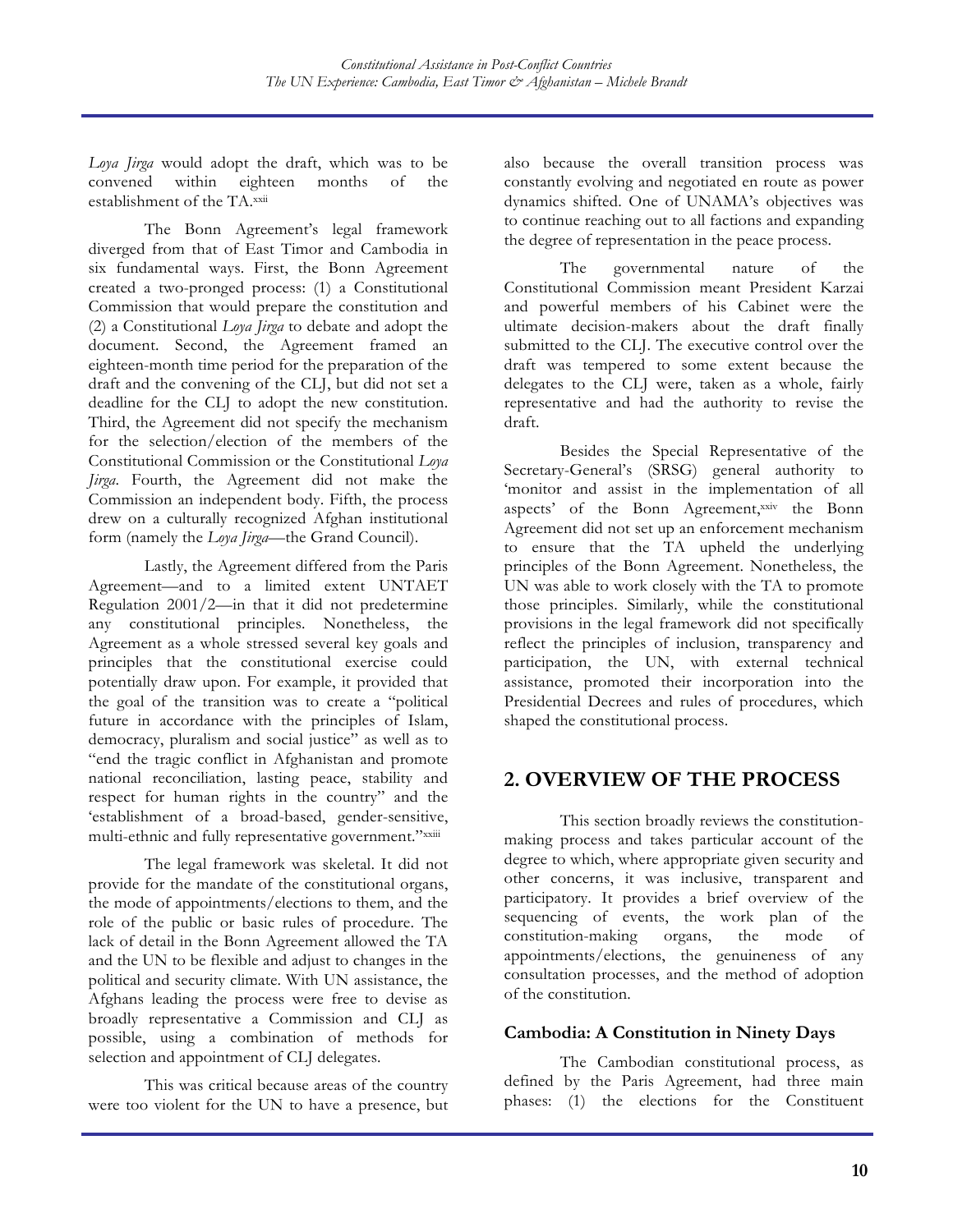*Loya Jirga* would adopt the draft, which was to be convened within eighteen months of the establishment of the TA.[xxii]

The Bonn Agreement's legal framework diverged from that of East Timor and Cambodia in six fundamental ways. First, the Bonn Agreement created a two-pronged process: (1) a Constitutional Commission that would prepare the constitution and (2) a Constitutional *Loya Jirga* to debate and adopt the document. Second, the Agreement framed an eighteen-month time period for the preparation of the draft and the convening of the CLJ, but did not set a deadline for the CLJ to adopt the new constitution. Third, the Agreement did not specify the mechanism for the selection/election of the members of the Constitutional Commission or the Constitutional *Loya Jirga*. Fourth, the Agreement did not make the Commission an independent body. Fifth, the process drew on a culturally recognized Afghan institutional form (namely the *Loya Jirga*—the Grand Council).

Lastly, the Agreement differed from the Paris Agreement—and to a limited extent UNTAET Regulation 2001/2—in that it did not predetermine any constitutional principles. Nonetheless, the Agreement as a whole stressed several key goals and principles that the constitutional exercise could potentially draw upon. For example, it provided that the goal of the transition was to create a "political future in accordance with the principles of Islam, democracy, pluralism and social justice" as well as to "end the tragic conflict in Afghanistan and promote national reconciliation, lasting peace, stability and respect for human rights in the country" and the 'establishment of a broad-based, gender-sensitive, multi-ethnic and fully representative government."[xxiii]

The legal framework was skeletal. It did not provide for the mandate of the constitutional organs, the mode of appointments/elections to them, and the role of the public or basic rules of procedure. The lack of detail in the Bonn Agreement allowed the TA and the UN to be flexible and adjust to changes in the political and security climate. With UN assistance, the Afghans leading the process were free to devise as broadly representative a Commission and CLJ as possible, using a combination of methods for selection and appointment of CLJ delegates.

This was critical because areas of the country were too violent for the UN to have a presence, but also because the overall transition process was constantly evolving and negotiated en route as power dynamics shifted. One of UNAMA's objectives was to continue reaching out to all factions and expanding the degree of representation in the peace process.

The governmental nature of the Constitutional Commission meant President Karzai and powerful members of his Cabinet were the ultimate decision-makers about the draft finally submitted to the CLJ. The executive control over the draft was tempered to some extent because the delegates to the CLJ were, taken as a whole, fairly representative and had the authority to revise the draft.

Besides the Special Representative of the Secretary-General's (SRSG) general authority to 'monitor and assist in the implementation of all aspects' of the Bonn Agreement,[xxiv] the Bonn Agreement did not set up an enforcement mechanism to ensure that the TA upheld the underlying principles of the Bonn Agreement. Nonetheless, the UN was able to work closely with the TA to promote those principles. Similarly, while the constitutional provisions in the legal framework did not specifically reflect the principles of inclusion, transparency and participation, the UN, with external technical assistance, promoted their incorporation into the Presidential Decrees and rules of procedures, which shaped the constitutional process.

## 2. OVERVIEW OF THE PROCESS

This section broadly reviews the constitution-making process and takes particular account of the degree to which, where appropriate given security and other concerns, it was inclusive, transparent and participatory. It provides a brief overview of the sequencing of events, the work plan of the constitution-making organs, the mode of appointments/elections, the genuineness of any consultation processes, and the method of adoption of the constitution.

### Cambodia: A Constitution in Ninety Days

The Cambodian constitutional process, as defined by the Paris Agreement, had three main phases: (1) the elections for the Constituent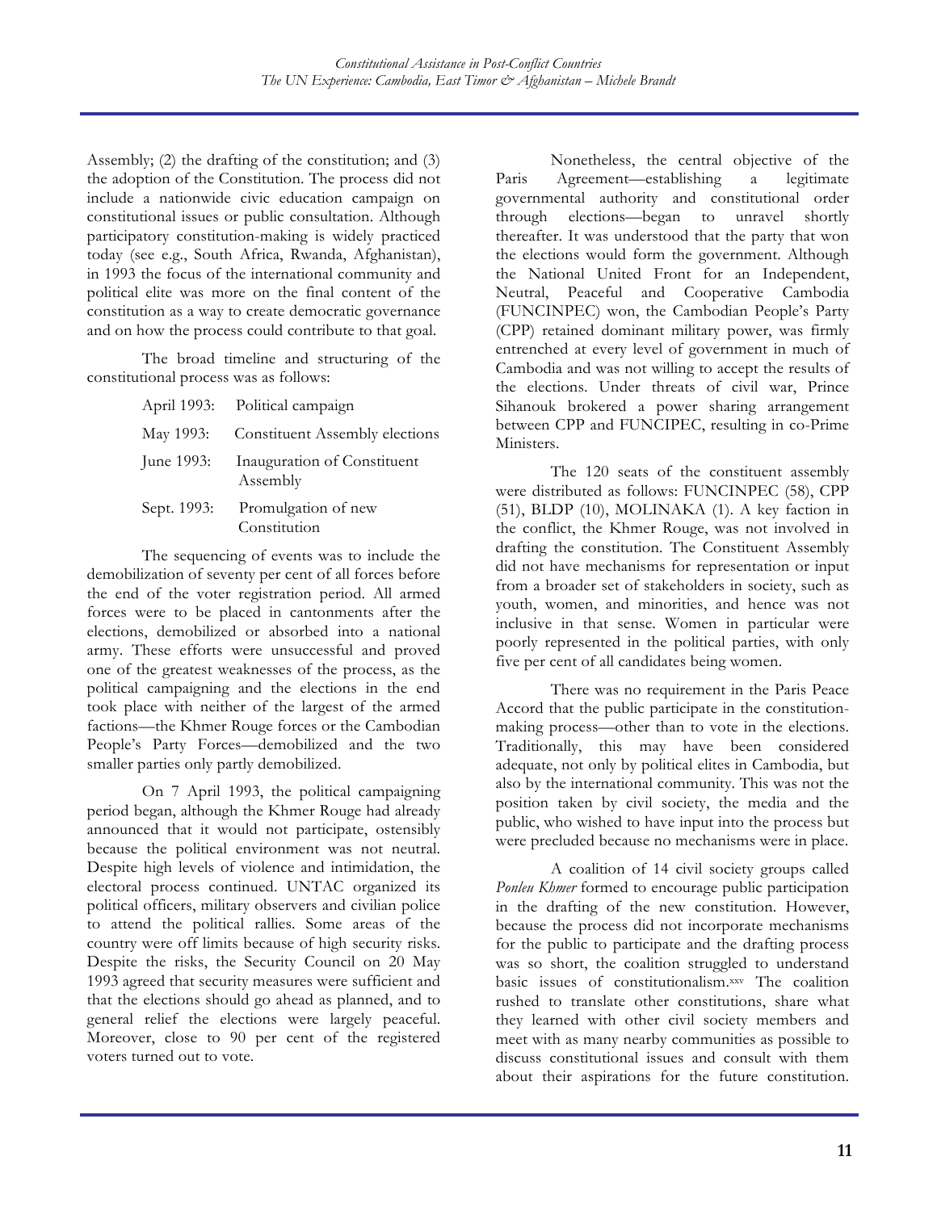Assembly; (2) the drafting of the constitution; and (3) the adoption of the Constitution. The process did not include a nationwide civic education campaign on constitutional issues or public consultation. Although participatory constitution-making is widely practiced today (see e.g., South Africa, Rwanda, Afghanistan), in 1993 the focus of the international community and political elite was more on the final content of the constitution as a way to create democratic governance and on how the process could contribute to that goal.

The broad timeline and structuring of the constitutional process was as follows:

| | |
|---|---|
| April 1993: | Political campaign |
| May 1993: | Constituent Assembly elections |
| June 1993: | Inauguration of Constituent Assembly |
| Sept. 1993: | Promulgation of new Constitution |

The sequencing of events was to include the demobilization of seventy per cent of all forces before the end of the voter registration period. All armed forces were to be placed in cantonments after the elections, demobilized or absorbed into a national army. These efforts were unsuccessful and proved one of the greatest weaknesses of the process, as the political campaigning and the elections in the end took place with neither of the largest of the armed factions—the Khmer Rouge forces or the Cambodian People's Party Forces—demobilized and the two smaller parties only partly demobilized.

On 7 April 1993, the political campaigning period began, although the Khmer Rouge had already announced that it would not participate, ostensibly because the political environment was not neutral. Despite high levels of violence and intimidation, the electoral process continued. UNTAC organized its political officers, military observers and civilian police to attend the political rallies. Some areas of the country were off limits because of high security risks. Despite the risks, the Security Council on 20 May 1993 agreed that security measures were sufficient and that the elections should go ahead as planned, and to general relief the elections were largely peaceful. Moreover, close to 90 per cent of the registered voters turned out to vote.

Nonetheless, the central objective of the Paris Agreement—establishing a legitimate governmental authority and constitutional order through elections—began to unravel shortly thereafter. It was understood that the party that won the elections would form the government. Although the National United Front for an Independent, Neutral, Peaceful and Cooperative Cambodia (FUNCINPEC) won, the Cambodian People's Party (CPP) retained dominant military power, was firmly entrenched at every level of government in much of Cambodia and was not willing to accept the results of the elections. Under threats of civil war, Prince Sihanouk brokered a power sharing arrangement between CPP and FUNCIPEC, resulting in co-Prime Ministers.

The 120 seats of the constituent assembly were distributed as follows: FUNCINPEC (58), CPP (51), BLDP (10), MOLINAKA (1). A key faction in the conflict, the Khmer Rouge, was not involved in drafting the constitution. The Constituent Assembly did not have mechanisms for representation or input from a broader set of stakeholders in society, such as youth, women, and minorities, and hence was not inclusive in that sense. Women in particular were poorly represented in the political parties, with only five per cent of all candidates being women.

There was no requirement in the Paris Peace Accord that the public participate in the constitution-making process—other than to vote in the elections. Traditionally, this may have been considered adequate, not only by political elites in Cambodia, but also by the international community. This was not the position taken by civil society, the media and the public, who wished to have input into the process but were precluded because no mechanisms were in place.

A coalition of 14 civil society groups called *Ponleu Khmer* formed to encourage public participation in the drafting of the new constitution. However, because the process did not incorporate mechanisms for the public to participate and the drafting process was so short, the coalition struggled to understand basic issues of constitutionalism.[xxv] The coalition rushed to translate other constitutions, share what they learned with other civil society members and meet with as many nearby communities as possible to discuss constitutional issues and consult with them about their aspirations for the future constitution.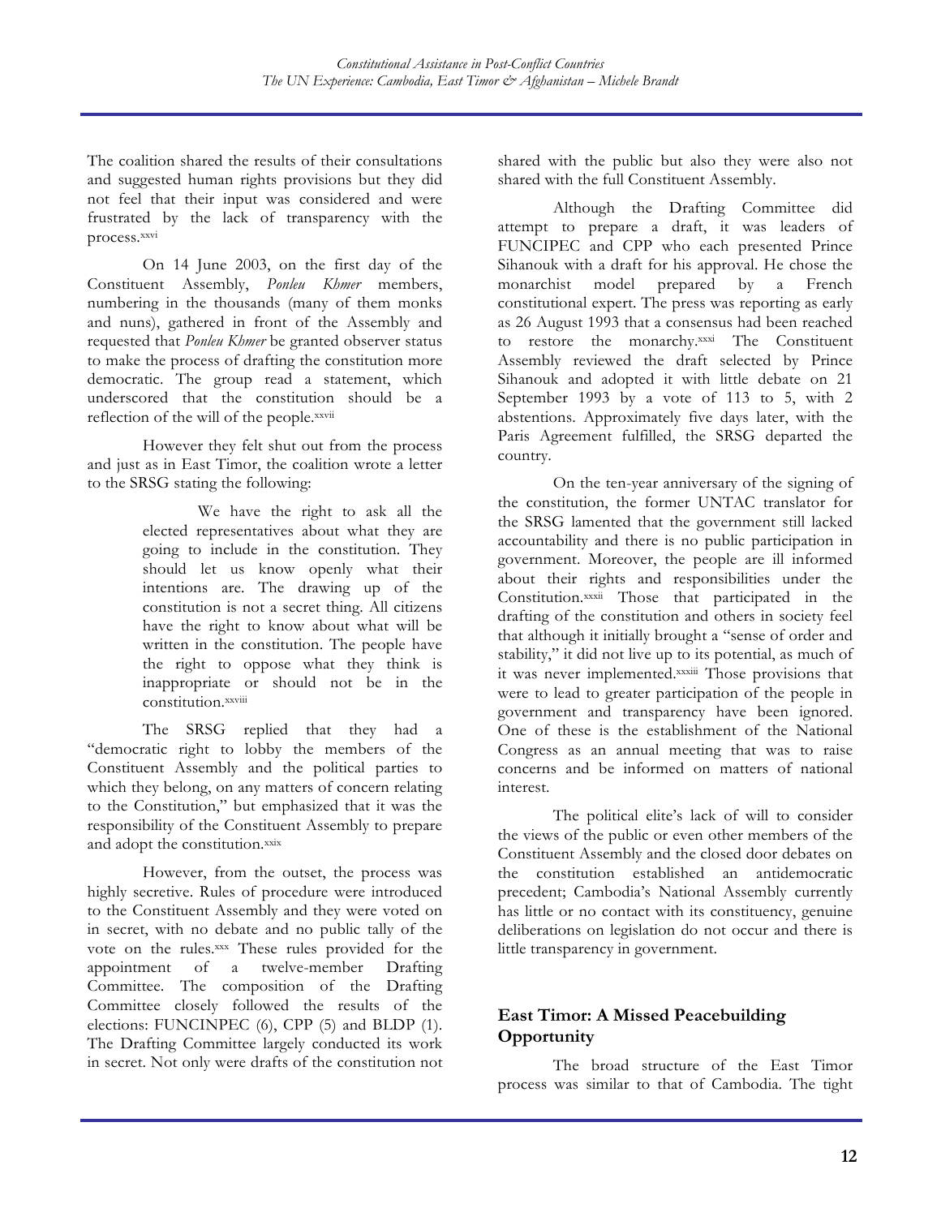The coalition shared the results of their consultations and suggested human rights provisions but they did not feel that their input was considered and were frustrated by the lack of transparency with the process.[xxvi]

On 14 June 2003, on the first day of the Constituent Assembly, *Ponleu Khmer* members, numbering in the thousands (many of them monks and nuns), gathered in front of the Assembly and requested that *Ponleu Khmer* be granted observer status to make the process of drafting the constitution more democratic. The group read a statement, which underscored that the constitution should be a reflection of the will of the people.[xxvii]

However they felt shut out from the process and just as in East Timor, the coalition wrote a letter to the SRSG stating the following:

> We have the right to ask all the elected representatives about what they are going to include in the constitution. They should let us know openly what their intentions are. The drawing up of the constitution is not a secret thing. All citizens have the right to know about what will be written in the constitution. The people have the right to oppose what they think is inappropriate or should not be in the constitution.[xxviii]

The SRSG replied that they had a "democratic right to lobby the members of the Constituent Assembly and the political parties to which they belong, on any matters of concern relating to the Constitution," but emphasized that it was the responsibility of the Constituent Assembly to prepare and adopt the constitution.[xxix]

However, from the outset, the process was highly secretive. Rules of procedure were introduced to the Constituent Assembly and they were voted on in secret, with no debate and no public tally of the vote on the rules.[xxx] These rules provided for the appointment of a twelve-member Drafting Committee. The composition of the Drafting Committee closely followed the results of the elections: FUNCINPEC (6), CPP (5) and BLDP (1). The Drafting Committee largely conducted its work in secret. Not only were drafts of the constitution not shared with the public but also they were also not shared with the full Constituent Assembly.

Although the Drafting Committee did attempt to prepare a draft, it was leaders of FUNCIPEC and CPP who each presented Prince Sihanouk with a draft for his approval. He chose the monarchist model prepared by a French constitutional expert. The press was reporting as early as 26 August 1993 that a consensus had been reached to restore the monarchy.[xxxi] The Constituent Assembly reviewed the draft selected by Prince Sihanouk and adopted it with little debate on 21 September 1993 by a vote of 113 to 5, with 2 abstentions. Approximately five days later, with the Paris Agreement fulfilled, the SRSG departed the country.

On the ten-year anniversary of the signing of the constitution, the former UNTAC translator for the SRSG lamented that the government still lacked accountability and there is no public participation in government. Moreover, the people are ill informed about their rights and responsibilities under the Constitution.[xxxii] Those that participated in the drafting of the constitution and others in society feel that although it initially brought a "sense of order and stability," it did not live up to its potential, as much of it was never implemented.[xxxiii] Those provisions that were to lead to greater participation of the people in government and transparency have been ignored. One of these is the establishment of the National Congress as an annual meeting that was to raise concerns and be informed on matters of national interest.

The political elite's lack of will to consider the views of the public or even other members of the Constituent Assembly and the closed door debates on the constitution established an antidemocratic precedent; Cambodia's National Assembly currently has little or no contact with its constituency, genuine deliberations on legislation do not occur and there is little transparency in government.

## East Timor: A Missed Peacebuilding Opportunity

The broad structure of the East Timor process was similar to that of Cambodia. The tight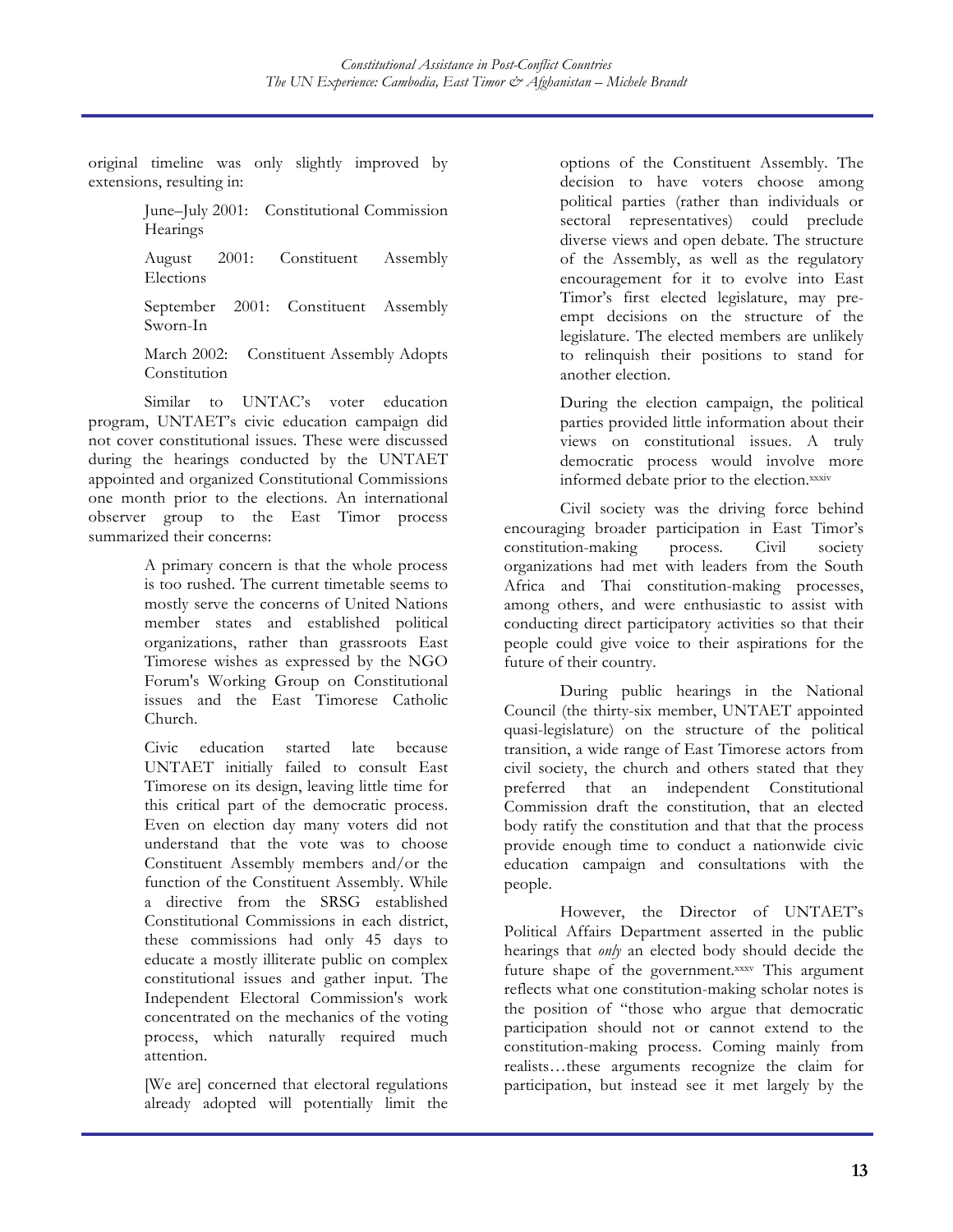original timeline was only slightly improved by extensions, resulting in:

> June–July 2001: Constitutional Commission Hearings
>
> August 2001: Constituent Assembly Elections
>
> September 2001: Constituent Assembly Sworn-In
>
> March 2002: Constituent Assembly Adopts Constitution

Similar to UNTAC's voter education program, UNTAET's civic education campaign did not cover constitutional issues. These were discussed during the hearings conducted by the UNTAET appointed and organized Constitutional Commissions one month prior to the elections. An international observer group to the East Timor process summarized their concerns:

> A primary concern is that the whole process is too rushed. The current timetable seems to mostly serve the concerns of United Nations member states and established political organizations, rather than grassroots East Timorese wishes as expressed by the NGO Forum's Working Group on Constitutional issues and the East Timorese Catholic Church.
>
> Civic education started late because UNTAET initially failed to consult East Timorese on its design, leaving little time for this critical part of the democratic process. Even on election day many voters did not understand that the vote was to choose Constituent Assembly members and/or the function of the Constituent Assembly. While a directive from the SRSG established Constitutional Commissions in each district, these commissions had only 45 days to educate a mostly illiterate public on complex constitutional issues and gather input. The Independent Electoral Commission's work concentrated on the mechanics of the voting process, which naturally required much attention.
>
> [We are] concerned that electoral regulations already adopted will potentially limit the options of the Constituent Assembly. The decision to have voters choose among political parties (rather than individuals or sectoral representatives) could preclude diverse views and open debate. The structure of the Assembly, as well as the regulatory encouragement for it to evolve into East Timor's first elected legislature, may pre-empt decisions on the structure of the legislature. The elected members are unlikely to relinquish their positions to stand for another election.
>
> During the election campaign, the political parties provided little information about their views on constitutional issues. A truly democratic process would involve more informed debate prior to the election.[xxxiv]

Civil society was the driving force behind encouraging broader participation in East Timor's constitution-making process. Civil society organizations had met with leaders from the South Africa and Thai constitution-making processes, among others, and were enthusiastic to assist with conducting direct participatory activities so that their people could give voice to their aspirations for the future of their country.

During public hearings in the National Council (the thirty-six member, UNTAET appointed quasi-legislature) on the structure of the political transition, a wide range of East Timorese actors from civil society, the church and others stated that they preferred that an independent Constitutional Commission draft the constitution, that an elected body ratify the constitution and that that the process provide enough time to conduct a nationwide civic education campaign and consultations with the people.

However, the Director of UNTAET's Political Affairs Department asserted in the public hearings that *only* an elected body should decide the future shape of the government.[xxxv] This argument reflects what one constitution-making scholar notes is the position of "those who argue that democratic participation should not or cannot extend to the constitution-making process. Coming mainly from realists…these arguments recognize the claim for participation, but instead see it met largely by the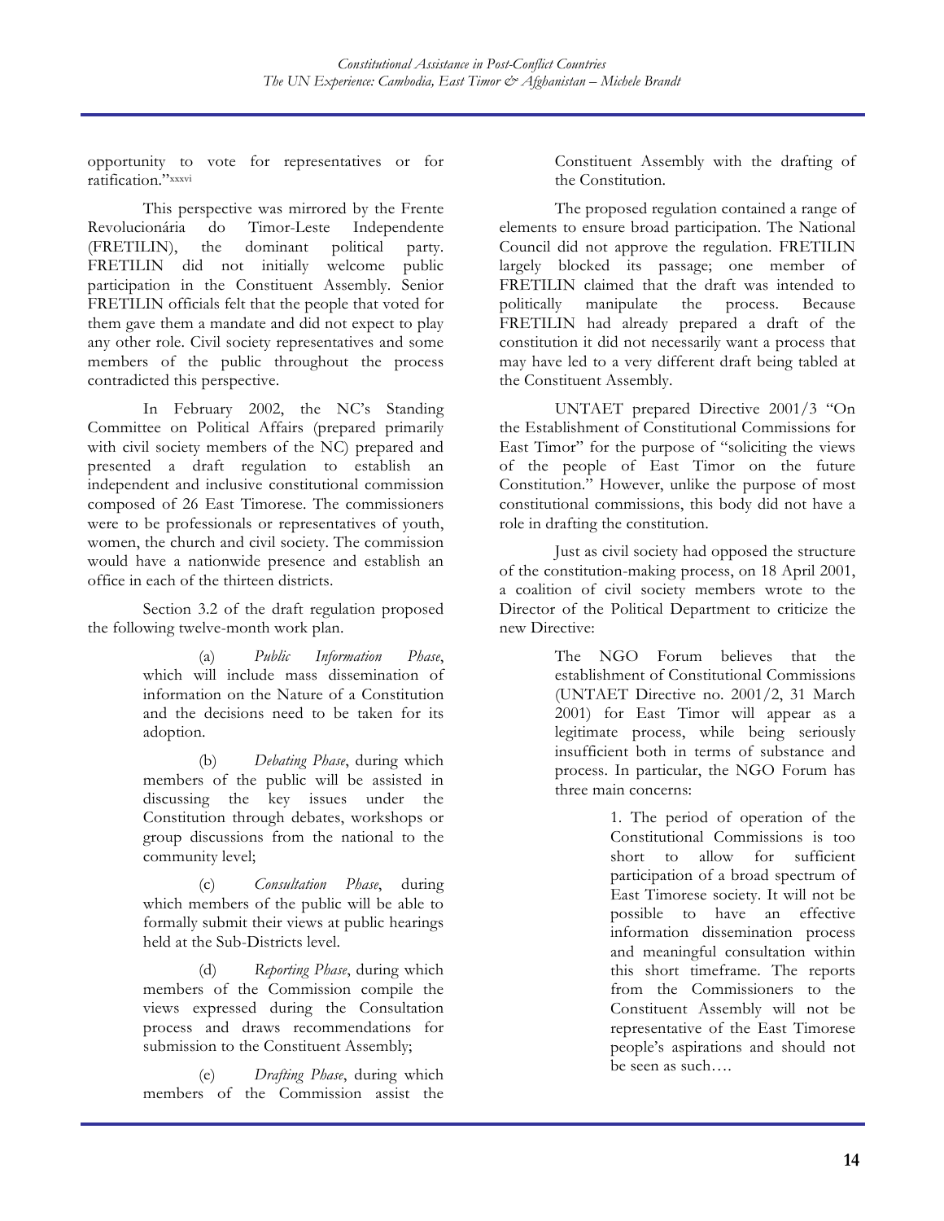opportunity to vote for representatives or for ratification."[xxxvi]

This perspective was mirrored by the Frente Revolucionária do Timor-Leste Independente (FRETILIN), the dominant political party. FRETILIN did not initially welcome public participation in the Constituent Assembly. Senior FRETILIN officials felt that the people that voted for them gave them a mandate and did not expect to play any other role. Civil society representatives and some members of the public throughout the process contradicted this perspective.

In February 2002, the NC's Standing Committee on Political Affairs (prepared primarily with civil society members of the NC) prepared and presented a draft regulation to establish an independent and inclusive constitutional commission composed of 26 East Timorese. The commissioners were to be professionals or representatives of youth, women, the church and civil society. The commission would have a nationwide presence and establish an office in each of the thirteen districts.

Section 3.2 of the draft regulation proposed the following twelve-month work plan.

> (a) *Public Information Phase*, which will include mass dissemination of information on the Nature of a Constitution and the decisions need to be taken for its adoption.
>
> (b) *Debating Phase*, during which members of the public will be assisted in discussing the key issues under the Constitution through debates, workshops or group discussions from the national to the community level;
>
> (c) *Consultation Phase*, during which members of the public will be able to formally submit their views at public hearings held at the Sub-Districts level.
>
> (d) *Reporting Phase*, during which members of the Commission compile the views expressed during the Consultation process and draws recommendations for submission to the Constituent Assembly;
>
> (e) *Drafting Phase*, during which members of the Commission assist the Constituent Assembly with the drafting of the Constitution.

The proposed regulation contained a range of elements to ensure broad participation. The National Council did not approve the regulation. FRETILIN largely blocked its passage; one member of FRETILIN claimed that the draft was intended to politically manipulate the process. Because FRETILIN had already prepared a draft of the constitution it did not necessarily want a process that may have led to a very different draft being tabled at the Constituent Assembly.

UNTAET prepared Directive 2001/3 "On the Establishment of Constitutional Commissions for East Timor" for the purpose of "soliciting the views of the people of East Timor on the future Constitution." However, unlike the purpose of most constitutional commissions, this body did not have a role in drafting the constitution.

Just as civil society had opposed the structure of the constitution-making process, on 18 April 2001, a coalition of civil society members wrote to the Director of the Political Department to criticize the new Directive:

> The NGO Forum believes that the establishment of Constitutional Commissions (UNTAET Directive no. 2001/2, 31 March 2001) for East Timor will appear as a legitimate process, while being seriously insufficient both in terms of substance and process. In particular, the NGO Forum has three main concerns:
>
> > 1. The period of operation of the Constitutional Commissions is too short to allow for sufficient participation of a broad spectrum of East Timorese society. It will not be possible to have an effective information dissemination process and meaningful consultation within this short timeframe. The reports from the Commissioners to the Constituent Assembly will not be representative of the East Timorese people's aspirations and should not be seen as such….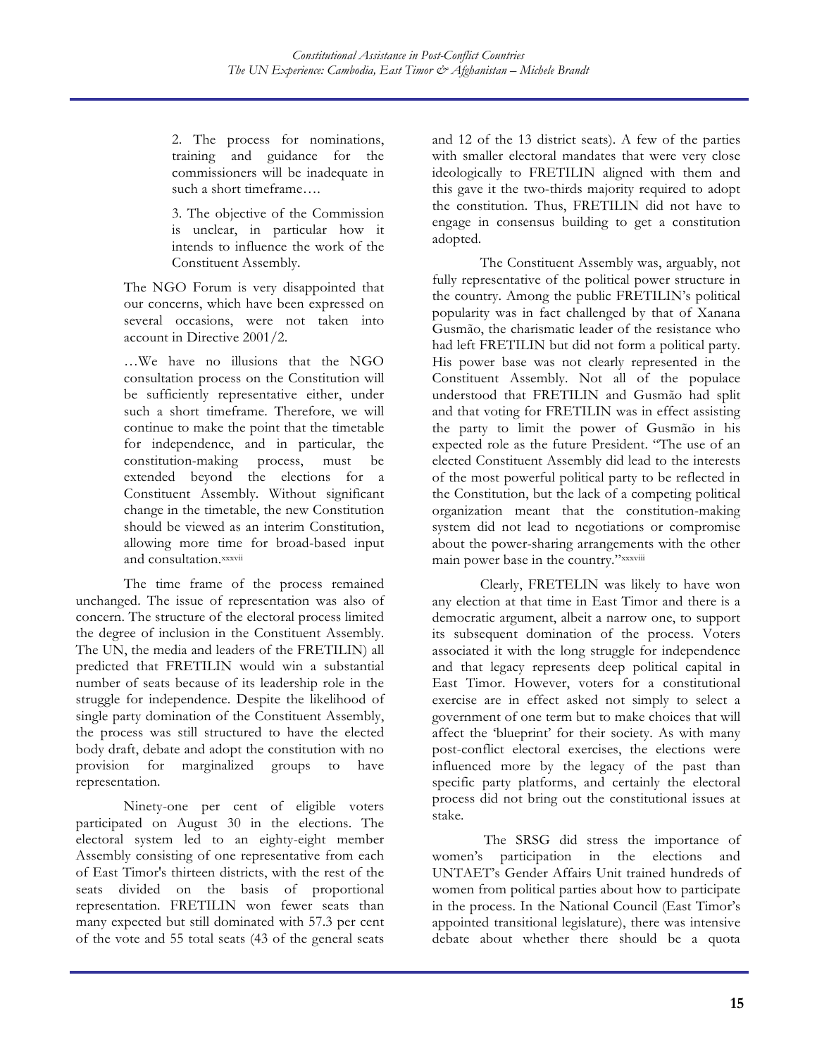> 2. The process for nominations, training and guidance for the commissioners will be inadequate in such a short timeframe….
>
> 3. The objective of the Commission is unclear, in particular how it intends to influence the work of the Constituent Assembly.
>
> The NGO Forum is very disappointed that our concerns, which have been expressed on several occasions, were not taken into account in Directive 2001/2.
>
> …We have no illusions that the NGO consultation process on the Constitution will be sufficiently representative either, under such a short timeframe. Therefore, we will continue to make the point that the timetable for independence, and in particular, the constitution-making process, must be extended beyond the elections for a Constituent Assembly. Without significant change in the timetable, the new Constitution should be viewed as an interim Constitution, allowing more time for broad-based input and consultation.[xxxvii]

The time frame of the process remained unchanged. The issue of representation was also of concern. The structure of the electoral process limited the degree of inclusion in the Constituent Assembly. The UN, the media and leaders of the FRETILIN) all predicted that FRETILIN would win a substantial number of seats because of its leadership role in the struggle for independence. Despite the likelihood of single party domination of the Constituent Assembly, the process was still structured to have the elected body draft, debate and adopt the constitution with no provision for marginalized groups to have representation.

Ninety-one per cent of eligible voters participated on August 30 in the elections. The electoral system led to an eighty-eight member Assembly consisting of one representative from each of East Timor's thirteen districts, with the rest of the seats divided on the basis of proportional representation. FRETILIN won fewer seats than many expected but still dominated with 57.3 per cent of the vote and 55 total seats (43 of the general seats and 12 of the 13 district seats). A few of the parties with smaller electoral mandates that were very close ideologically to FRETILIN aligned with them and this gave it the two-thirds majority required to adopt the constitution. Thus, FRETILIN did not have to engage in consensus building to get a constitution adopted.

The Constituent Assembly was, arguably, not fully representative of the political power structure in the country. Among the public FRETILIN's political popularity was in fact challenged by that of Xanana Gusmão, the charismatic leader of the resistance who had left FRETILIN but did not form a political party. His power base was not clearly represented in the Constituent Assembly. Not all of the populace understood that FRETILIN and Gusmão had split and that voting for FRETILIN was in effect assisting the party to limit the power of Gusmão in his expected role as the future President. "The use of an elected Constituent Assembly did lead to the interests of the most powerful political party to be reflected in the Constitution, but the lack of a competing political organization meant that the constitution-making system did not lead to negotiations or compromise about the power-sharing arrangements with the other main power base in the country."[xxxviii]

Clearly, FRETELIN was likely to have won any election at that time in East Timor and there is a democratic argument, albeit a narrow one, to support its subsequent domination of the process. Voters associated it with the long struggle for independence and that legacy represents deep political capital in East Timor. However, voters for a constitutional exercise are in effect asked not simply to select a government of one term but to make choices that will affect the 'blueprint' for their society. As with many post-conflict electoral exercises, the elections were influenced more by the legacy of the past than specific party platforms, and certainly the electoral process did not bring out the constitutional issues at stake.

The SRSG did stress the importance of women's participation in the elections and UNTAET's Gender Affairs Unit trained hundreds of women from political parties about how to participate in the process. In the National Council (East Timor's appointed transitional legislature), there was intensive debate about whether there should be a quota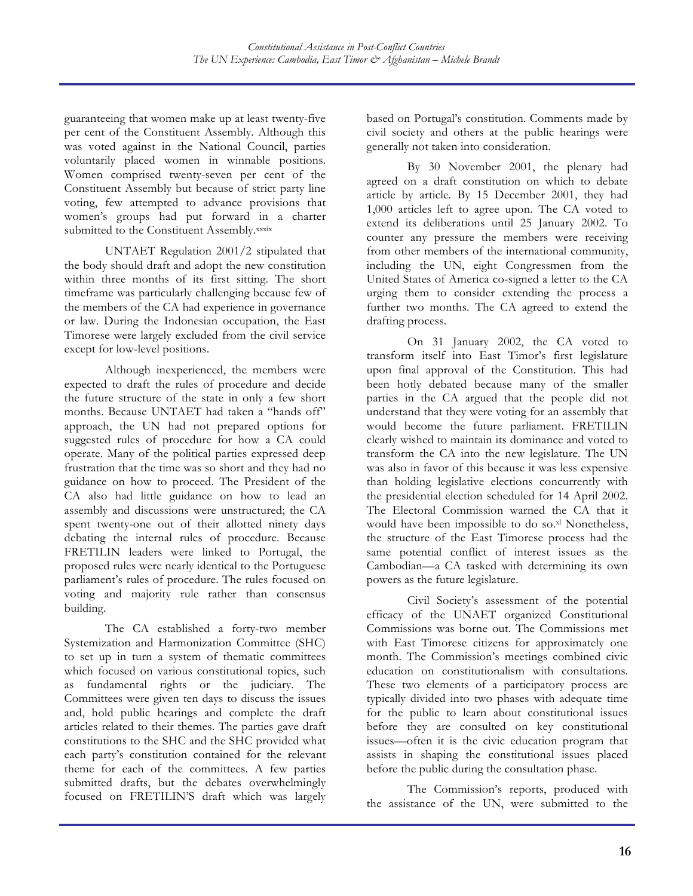guaranteeing that women make up at least twenty-five per cent of the Constituent Assembly. Although this was voted against in the National Council, parties voluntarily placed women in winnable positions. Women comprised twenty-seven per cent of the Constituent Assembly but because of strict party line voting, few attempted to advance provisions that women's groups had put forward in a charter submitted to the Constituent Assembly.[xxxix]

UNTAET Regulation 2001/2 stipulated that the body should draft and adopt the new constitution within three months of its first sitting. The short timeframe was particularly challenging because few of the members of the CA had experience in governance or law. During the Indonesian occupation, the East Timorese were largely excluded from the civil service except for low-level positions.

Although inexperienced, the members were expected to draft the rules of procedure and decide the future structure of the state in only a few short months. Because UNTAET had taken a "hands off" approach, the UN had not prepared options for suggested rules of procedure for how a CA could operate. Many of the political parties expressed deep frustration that the time was so short and they had no guidance on how to proceed. The President of the CA also had little guidance on how to lead an assembly and discussions were unstructured; the CA spent twenty-one out of their allotted ninety days debating the internal rules of procedure. Because FRETILIN leaders were linked to Portugal, the proposed rules were nearly identical to the Portuguese parliament's rules of procedure. The rules focused on voting and majority rule rather than consensus building.

The CA established a forty-two member Systemization and Harmonization Committee (SHC) to set up in turn a system of thematic committees which focused on various constitutional topics, such as fundamental rights or the judiciary. The Committees were given ten days to discuss the issues and, hold public hearings and complete the draft articles related to their themes. The parties gave draft constitutions to the SHC and the SHC provided what each party's constitution contained for the relevant theme for each of the committees. A few parties submitted drafts, but the debates overwhelmingly focused on FRETILIN'S draft which was largely based on Portugal's constitution. Comments made by civil society and others at the public hearings were generally not taken into consideration.

By 30 November 2001, the plenary had agreed on a draft constitution on which to debate article by article. By 15 December 2001, they had 1,000 articles left to agree upon. The CA voted to extend its deliberations until 25 January 2002. To counter any pressure the members were receiving from other members of the international community, including the UN, eight Congressmen from the United States of America co-signed a letter to the CA urging them to consider extending the process a further two months. The CA agreed to extend the drafting process.

On 31 January 2002, the CA voted to transform itself into East Timor's first legislature upon final approval of the Constitution. This had been hotly debated because many of the smaller parties in the CA argued that the people did not understand that they were voting for an assembly that would become the future parliament. FRETILIN clearly wished to maintain its dominance and voted to transform the CA into the new legislature. The UN was also in favor of this because it was less expensive than holding legislative elections concurrently with the presidential election scheduled for 14 April 2002. The Electoral Commission warned the CA that it would have been impossible to do so.[xl] Nonetheless, the structure of the East Timorese process had the same potential conflict of interest issues as the Cambodian—a CA tasked with determining its own powers as the future legislature.

Civil Society's assessment of the potential efficacy of the UNAET organized Constitutional Commissions was borne out. The Commissions met with East Timorese citizens for approximately one month. The Commission's meetings combined civic education on constitutionalism with consultations. These two elements of a participatory process are typically divided into two phases with adequate time for the public to learn about constitutional issues before they are consulted on key constitutional issues—often it is the civic education program that assists in shaping the constitutional issues placed before the public during the consultation phase.

The Commission's reports, produced with the assistance of the UN, were submitted to the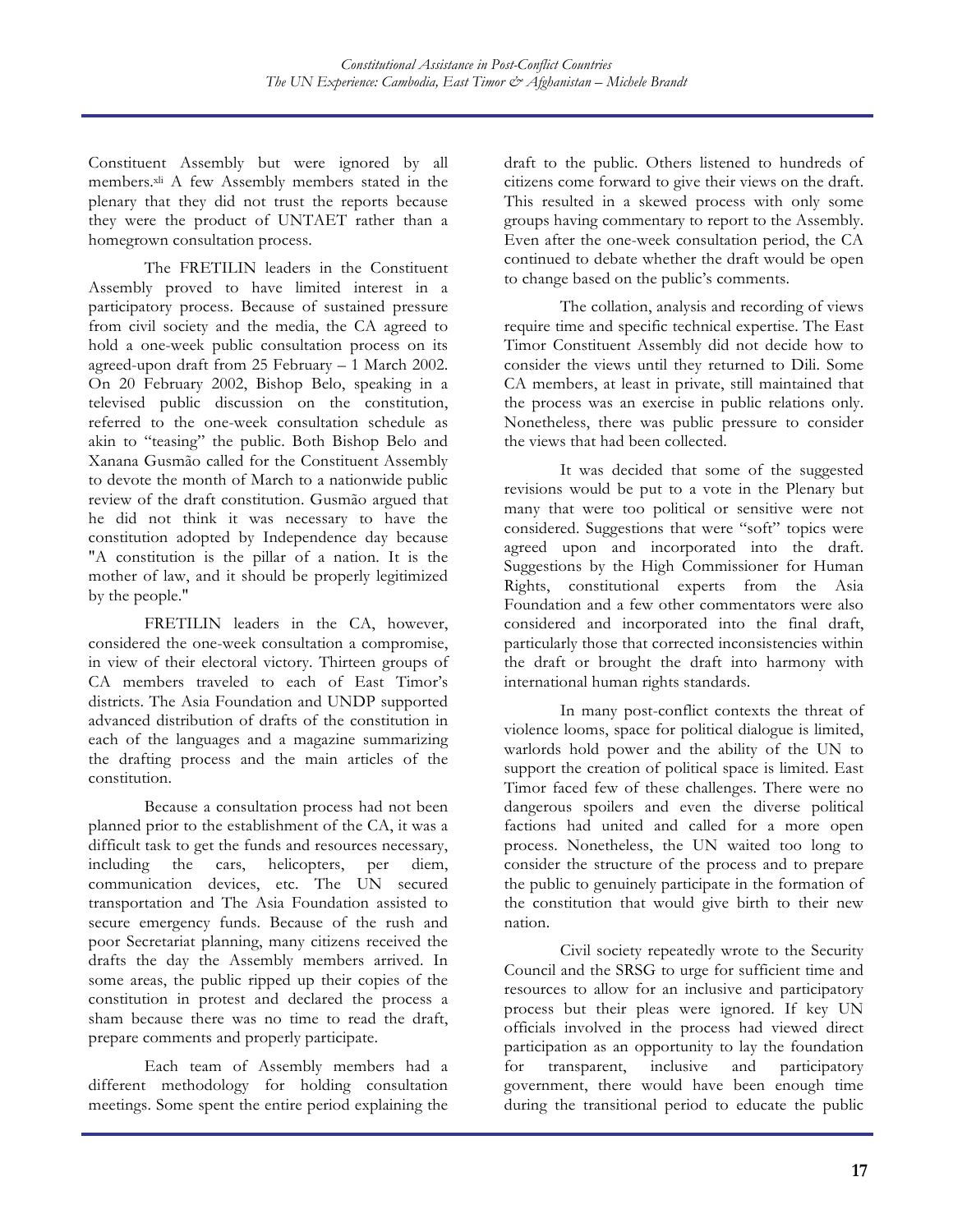Constituent Assembly but were ignored by all members.[xli] A few Assembly members stated in the plenary that they did not trust the reports because they were the product of UNTAET rather than a homegrown consultation process.

The FRETILIN leaders in the Constituent Assembly proved to have limited interest in a participatory process. Because of sustained pressure from civil society and the media, the CA agreed to hold a one-week public consultation process on its agreed-upon draft from 25 February – 1 March 2002. On 20 February 2002, Bishop Belo, speaking in a televised public discussion on the constitution, referred to the one-week consultation schedule as akin to "teasing" the public. Both Bishop Belo and Xanana Gusmão called for the Constituent Assembly to devote the month of March to a nationwide public review of the draft constitution. Gusmão argued that he did not think it was necessary to have the constitution adopted by Independence day because "A constitution is the pillar of a nation. It is the mother of law, and it should be properly legitimized by the people."

FRETILIN leaders in the CA, however, considered the one-week consultation a compromise, in view of their electoral victory. Thirteen groups of CA members traveled to each of East Timor's districts. The Asia Foundation and UNDP supported advanced distribution of drafts of the constitution in each of the languages and a magazine summarizing the drafting process and the main articles of the constitution.

Because a consultation process had not been planned prior to the establishment of the CA, it was a difficult task to get the funds and resources necessary, including the cars, helicopters, per diem, communication devices, etc. The UN secured transportation and The Asia Foundation assisted to secure emergency funds. Because of the rush and poor Secretariat planning, many citizens received the drafts the day the Assembly members arrived. In some areas, the public ripped up their copies of the constitution in protest and declared the process a sham because there was no time to read the draft, prepare comments and properly participate.

Each team of Assembly members had a different methodology for holding consultation meetings. Some spent the entire period explaining the draft to the public. Others listened to hundreds of citizens come forward to give their views on the draft. This resulted in a skewed process with only some groups having commentary to report to the Assembly. Even after the one-week consultation period, the CA continued to debate whether the draft would be open to change based on the public's comments.

The collation, analysis and recording of views require time and specific technical expertise. The East Timor Constituent Assembly did not decide how to consider the views until they returned to Dili. Some CA members, at least in private, still maintained that the process was an exercise in public relations only. Nonetheless, there was public pressure to consider the views that had been collected.

It was decided that some of the suggested revisions would be put to a vote in the Plenary but many that were too political or sensitive were not considered. Suggestions that were "soft" topics were agreed upon and incorporated into the draft. Suggestions by the High Commissioner for Human Rights, constitutional experts from the Asia Foundation and a few other commentators were also considered and incorporated into the final draft, particularly those that corrected inconsistencies within the draft or brought the draft into harmony with international human rights standards.

In many post-conflict contexts the threat of violence looms, space for political dialogue is limited, warlords hold power and the ability of the UN to support the creation of political space is limited. East Timor faced few of these challenges. There were no dangerous spoilers and even the diverse political factions had united and called for a more open process. Nonetheless, the UN waited too long to consider the structure of the process and to prepare the public to genuinely participate in the formation of the constitution that would give birth to their new nation.

Civil society repeatedly wrote to the Security Council and the SRSG to urge for sufficient time and resources to allow for an inclusive and participatory process but their pleas were ignored. If key UN officials involved in the process had viewed direct participation as an opportunity to lay the foundation for transparent, inclusive and participatory government, there would have been enough time during the transitional period to educate the public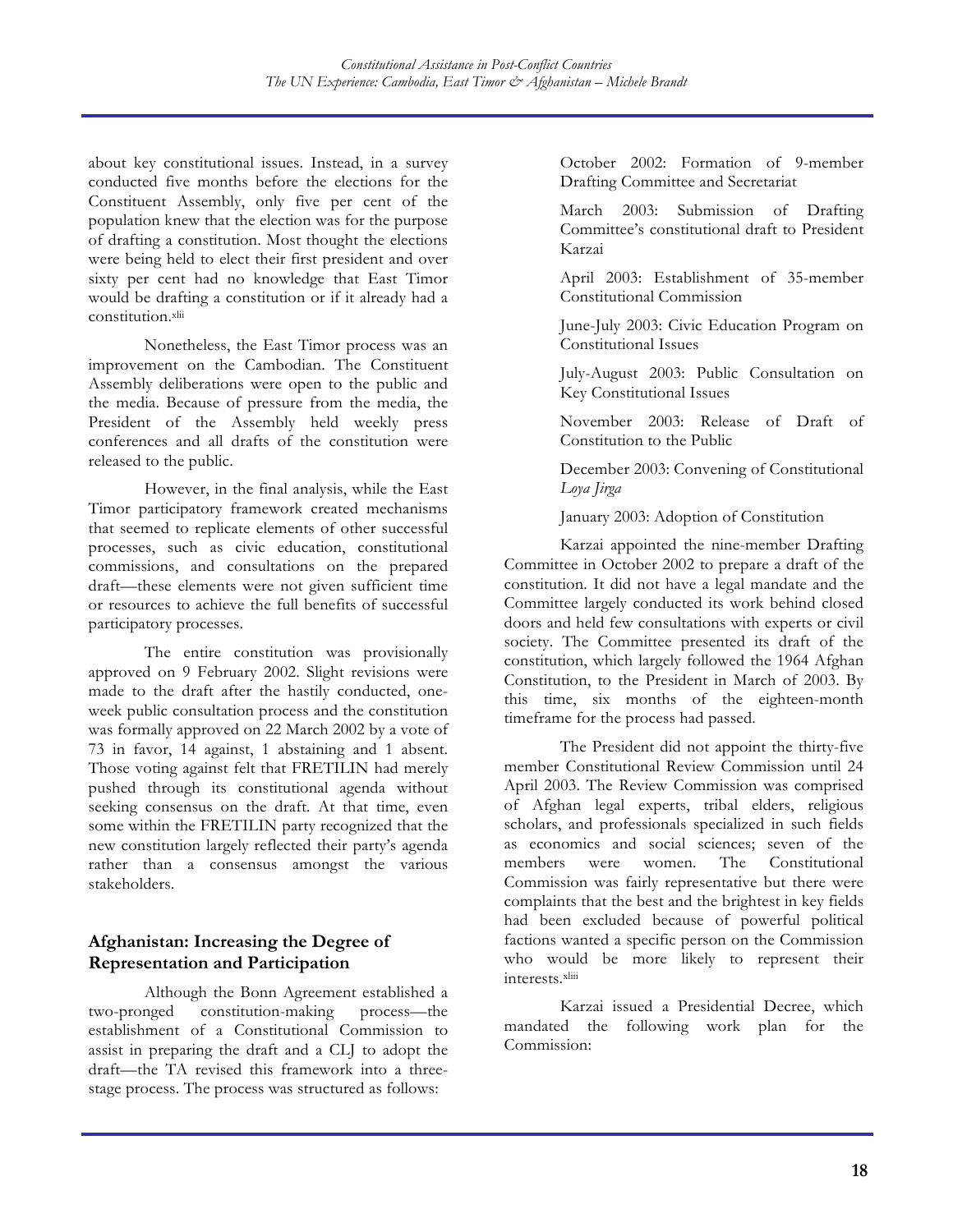about key constitutional issues. Instead, in a survey conducted five months before the elections for the Constituent Assembly, only five per cent of the population knew that the election was for the purpose of drafting a constitution. Most thought the elections were being held to elect their first president and over sixty per cent had no knowledge that East Timor would be drafting a constitution or if it already had a constitution.[xlii]

Nonetheless, the East Timor process was an improvement on the Cambodian. The Constituent Assembly deliberations were open to the public and the media. Because of pressure from the media, the President of the Assembly held weekly press conferences and all drafts of the constitution were released to the public.

However, in the final analysis, while the East Timor participatory framework created mechanisms that seemed to replicate elements of other successful processes, such as civic education, constitutional commissions, and consultations on the prepared draft—these elements were not given sufficient time or resources to achieve the full benefits of successful participatory processes.

The entire constitution was provisionally approved on 9 February 2002. Slight revisions were made to the draft after the hastily conducted, one-week public consultation process and the constitution was formally approved on 22 March 2002 by a vote of 73 in favor, 14 against, 1 abstaining and 1 absent. Those voting against felt that FRETILIN had merely pushed through its constitutional agenda without seeking consensus on the draft. At that time, even some within the FRETILIN party recognized that the new constitution largely reflected their party's agenda rather than a consensus amongst the various stakeholders.

### Afghanistan: Increasing the Degree of Representation and Participation

Although the Bonn Agreement established a two-pronged constitution-making process—the establishment of a Constitutional Commission to assist in preparing the draft and a CLJ to adopt the draft—the TA revised this framework into a three-stage process. The process was structured as follows:

October 2002: Formation of 9-member Drafting Committee and Secretariat

March 2003: Submission of Drafting Committee's constitutional draft to President Karzai

April 2003: Establishment of 35-member Constitutional Commission

June-July 2003: Civic Education Program on Constitutional Issues

July-August 2003: Public Consultation on Key Constitutional Issues

November 2003: Release of Draft of Constitution to the Public

December 2003: Convening of Constitutional *Loya Jirga*

January 2003: Adoption of Constitution

Karzai appointed the nine-member Drafting Committee in October 2002 to prepare a draft of the constitution. It did not have a legal mandate and the Committee largely conducted its work behind closed doors and held few consultations with experts or civil society. The Committee presented its draft of the constitution, which largely followed the 1964 Afghan Constitution, to the President in March of 2003. By this time, six months of the eighteen-month timeframe for the process had passed.

The President did not appoint the thirty-five member Constitutional Review Commission until 24 April 2003. The Review Commission was comprised of Afghan legal experts, tribal elders, religious scholars, and professionals specialized in such fields as economics and social sciences; seven of the members were women. The Constitutional Commission was fairly representative but there were complaints that the best and the brightest in key fields had been excluded because of powerful political factions wanted a specific person on the Commission who would be more likely to represent their interests.[xliii]

Karzai issued a Presidential Decree, which mandated the following work plan for the Commission: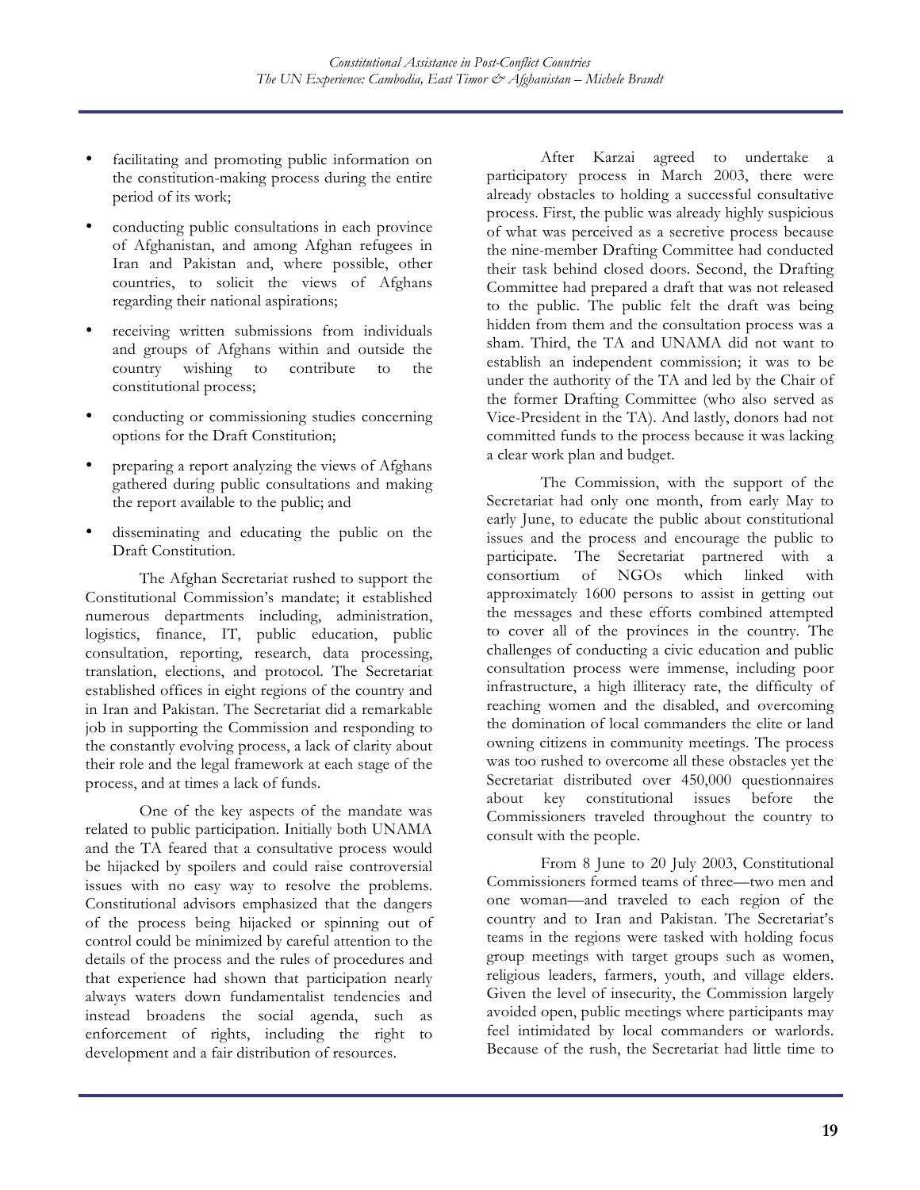- facilitating and promoting public information on the constitution-making process during the entire period of its work;
- conducting public consultations in each province of Afghanistan, and among Afghan refugees in Iran and Pakistan and, where possible, other countries, to solicit the views of Afghans regarding their national aspirations;
- receiving written submissions from individuals and groups of Afghans within and outside the country wishing to contribute to the constitutional process;
- conducting or commissioning studies concerning options for the Draft Constitution;
- preparing a report analyzing the views of Afghans gathered during public consultations and making the report available to the public; and
- disseminating and educating the public on the Draft Constitution.

The Afghan Secretariat rushed to support the Constitutional Commission's mandate; it established numerous departments including, administration, logistics, finance, IT, public education, public consultation, reporting, research, data processing, translation, elections, and protocol. The Secretariat established offices in eight regions of the country and in Iran and Pakistan. The Secretariat did a remarkable job in supporting the Commission and responding to the constantly evolving process, a lack of clarity about their role and the legal framework at each stage of the process, and at times a lack of funds.

One of the key aspects of the mandate was related to public participation. Initially both UNAMA and the TA feared that a consultative process would be hijacked by spoilers and could raise controversial issues with no easy way to resolve the problems. Constitutional advisors emphasized that the dangers of the process being hijacked or spinning out of control could be minimized by careful attention to the details of the process and the rules of procedures and that experience had shown that participation nearly always waters down fundamentalist tendencies and instead broadens the social agenda, such as enforcement of rights, including the right to development and a fair distribution of resources.

After Karzai agreed to undertake a participatory process in March 2003, there were already obstacles to holding a successful consultative process. First, the public was already highly suspicious of what was perceived as a secretive process because the nine-member Drafting Committee had conducted their task behind closed doors. Second, the Drafting Committee had prepared a draft that was not released to the public. The public felt the draft was being hidden from them and the consultation process was a sham. Third, the TA and UNAMA did not want to establish an independent commission; it was to be under the authority of the TA and led by the Chair of the former Drafting Committee (who also served as Vice-President in the TA). And lastly, donors had not committed funds to the process because it was lacking a clear work plan and budget.

The Commission, with the support of the Secretariat had only one month, from early May to early June, to educate the public about constitutional issues and the process and encourage the public to participate. The Secretariat partnered with a consortium of NGOs which linked with approximately 1600 persons to assist in getting out the messages and these efforts combined attempted to cover all of the provinces in the country. The challenges of conducting a civic education and public consultation process were immense, including poor infrastructure, a high illiteracy rate, the difficulty of reaching women and the disabled, and overcoming the domination of local commanders the elite or land owning citizens in community meetings. The process was too rushed to overcome all these obstacles yet the Secretariat distributed over 450,000 questionnaires about key constitutional issues before the Commissioners traveled throughout the country to consult with the people.

From 8 June to 20 July 2003, Constitutional Commissioners formed teams of three—two men and one woman—and traveled to each region of the country and to Iran and Pakistan. The Secretariat's teams in the regions were tasked with holding focus group meetings with target groups such as women, religious leaders, farmers, youth, and village elders. Given the level of insecurity, the Commission largely avoided open, public meetings where participants may feel intimidated by local commanders or warlords. Because of the rush, the Secretariat had little time to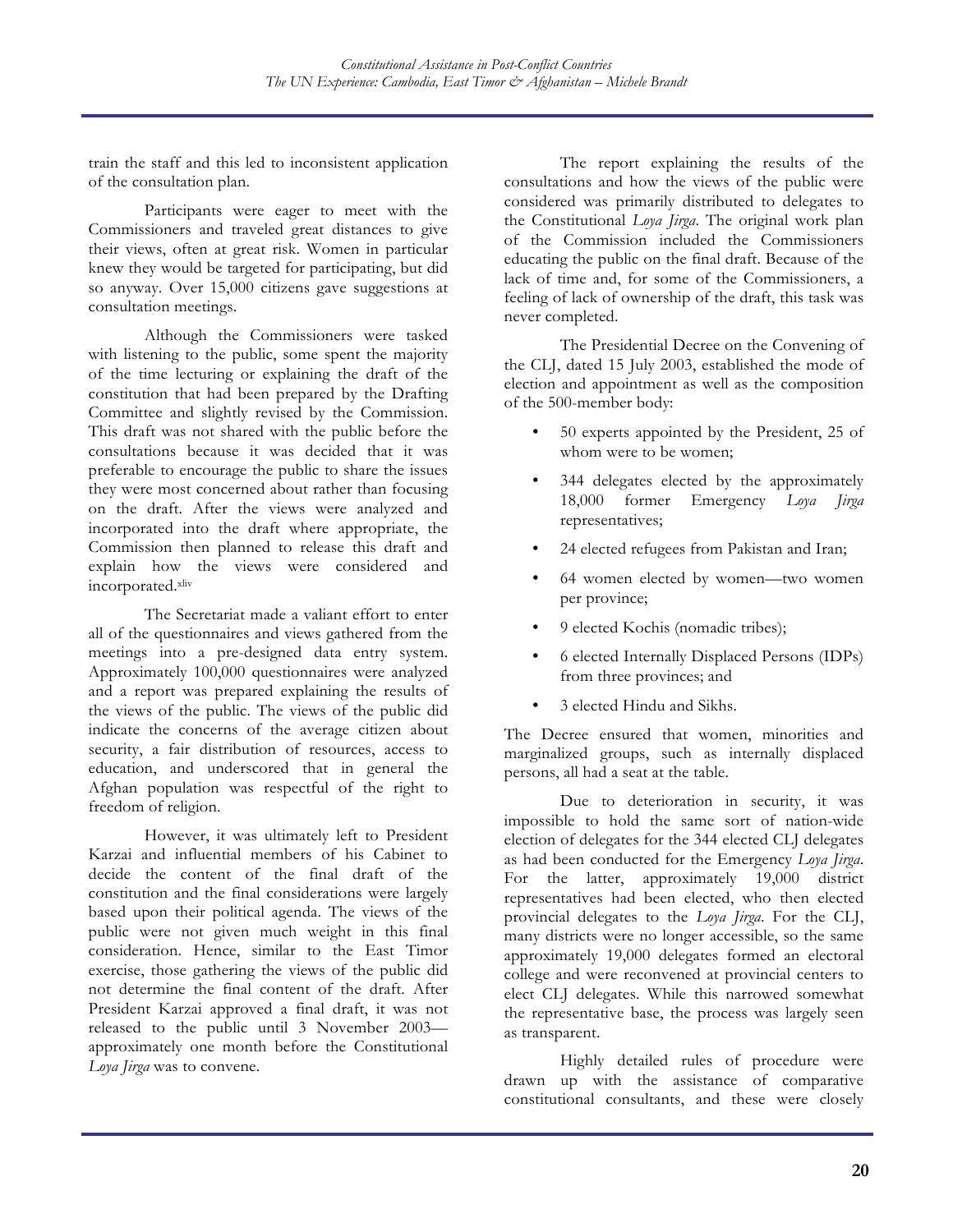train the staff and this led to inconsistent application of the consultation plan.

Participants were eager to meet with the Commissioners and traveled great distances to give their views, often at great risk. Women in particular knew they would be targeted for participating, but did so anyway. Over 15,000 citizens gave suggestions at consultation meetings.

Although the Commissioners were tasked with listening to the public, some spent the majority of the time lecturing or explaining the draft of the constitution that had been prepared by the Drafting Committee and slightly revised by the Commission. This draft was not shared with the public before the consultations because it was decided that it was preferable to encourage the public to share the issues they were most concerned about rather than focusing on the draft. After the views were analyzed and incorporated into the draft where appropriate, the Commission then planned to release this draft and explain how the views were considered and incorporated.[xliv]

The Secretariat made a valiant effort to enter all of the questionnaires and views gathered from the meetings into a pre-designed data entry system. Approximately 100,000 questionnaires were analyzed and a report was prepared explaining the results of the views of the public. The views of the public did indicate the concerns of the average citizen about security, a fair distribution of resources, access to education, and underscored that in general the Afghan population was respectful of the right to freedom of religion.

However, it was ultimately left to President Karzai and influential members of his Cabinet to decide the content of the final draft of the constitution and the final considerations were largely based upon their political agenda. The views of the public were not given much weight in this final consideration. Hence, similar to the East Timor exercise, those gathering the views of the public did not determine the final content of the draft. After President Karzai approved a final draft, it was not released to the public until 3 November 2003—approximately one month before the Constitutional *Loya Jirga* was to convene.

The report explaining the results of the consultations and how the views of the public were considered was primarily distributed to delegates to the Constitutional *Loya Jirga*. The original work plan of the Commission included the Commissioners educating the public on the final draft. Because of the lack of time and, for some of the Commissioners, a feeling of lack of ownership of the draft, this task was never completed.

The Presidential Decree on the Convening of the CLJ, dated 15 July 2003, established the mode of election and appointment as well as the composition of the 500-member body:

- 50 experts appointed by the President, 25 of whom were to be women;
- 344 delegates elected by the approximately 18,000 former Emergency *Loya Jirga* representatives;
- 24 elected refugees from Pakistan and Iran;
- 64 women elected by women—two women per province;
- 9 elected Kochis (nomadic tribes);
- 6 elected Internally Displaced Persons (IDPs) from three provinces; and
- 3 elected Hindu and Sikhs.

The Decree ensured that women, minorities and marginalized groups, such as internally displaced persons, all had a seat at the table.

Due to deterioration in security, it was impossible to hold the same sort of nation-wide election of delegates for the 344 elected CLJ delegates as had been conducted for the Emergency *Loya Jirga*. For the latter, approximately 19,000 district representatives had been elected, who then elected provincial delegates to the *Loya Jirga*. For the CLJ, many districts were no longer accessible, so the same approximately 19,000 delegates formed an electoral college and were reconvened at provincial centers to elect CLJ delegates. While this narrowed somewhat the representative base, the process was largely seen as transparent.

Highly detailed rules of procedure were drawn up with the assistance of comparative constitutional consultants, and these were closely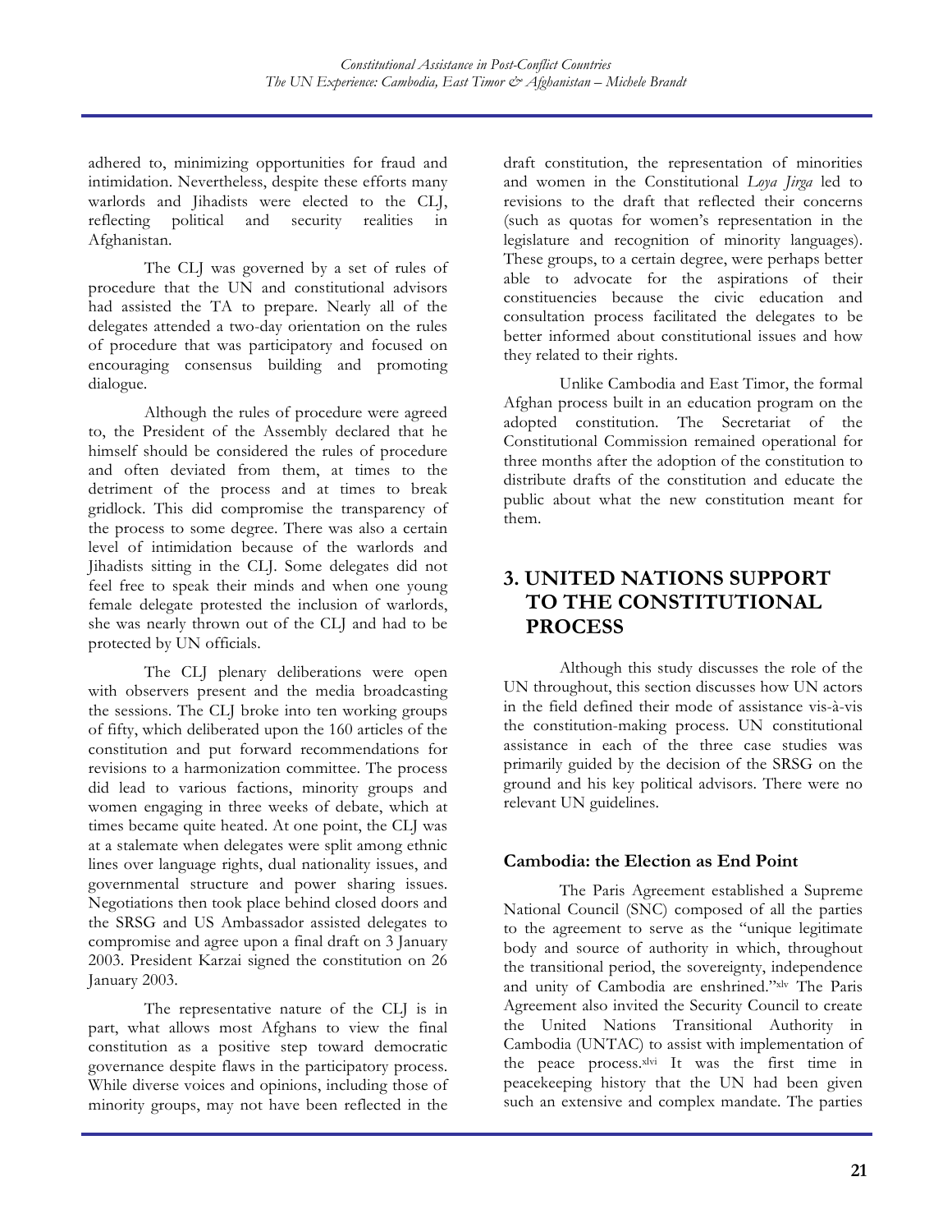adhered to, minimizing opportunities for fraud and intimidation. Nevertheless, despite these efforts many warlords and Jihadists were elected to the CLJ, reflecting political and security realities in Afghanistan.

The CLJ was governed by a set of rules of procedure that the UN and constitutional advisors had assisted the TA to prepare. Nearly all of the delegates attended a two-day orientation on the rules of procedure that was participatory and focused on encouraging consensus building and promoting dialogue.

Although the rules of procedure were agreed to, the President of the Assembly declared that he himself should be considered the rules of procedure and often deviated from them, at times to the detriment of the process and at times to break gridlock. This did compromise the transparency of the process to some degree. There was also a certain level of intimidation because of the warlords and Jihadists sitting in the CLJ. Some delegates did not feel free to speak their minds and when one young female delegate protested the inclusion of warlords, she was nearly thrown out of the CLJ and had to be protected by UN officials.

The CLJ plenary deliberations were open with observers present and the media broadcasting the sessions. The CLJ broke into ten working groups of fifty, which deliberated upon the 160 articles of the constitution and put forward recommendations for revisions to a harmonization committee. The process did lead to various factions, minority groups and women engaging in three weeks of debate, which at times became quite heated. At one point, the CLJ was at a stalemate when delegates were split among ethnic lines over language rights, dual nationality issues, and governmental structure and power sharing issues. Negotiations then took place behind closed doors and the SRSG and US Ambassador assisted delegates to compromise and agree upon a final draft on 3 January 2003. President Karzai signed the constitution on 26 January 2003.

The representative nature of the CLJ is in part, what allows most Afghans to view the final constitution as a positive step toward democratic governance despite flaws in the participatory process. While diverse voices and opinions, including those of minority groups, may not have been reflected in the draft constitution, the representation of minorities and women in the Constitutional *Loya Jirga* led to revisions to the draft that reflected their concerns (such as quotas for women's representation in the legislature and recognition of minority languages). These groups, to a certain degree, were perhaps better able to advocate for the aspirations of their constituencies because the civic education and consultation process facilitated the delegates to be better informed about constitutional issues and how they related to their rights.

Unlike Cambodia and East Timor, the formal Afghan process built in an education program on the adopted constitution. The Secretariat of the Constitutional Commission remained operational for three months after the adoption of the constitution to distribute drafts of the constitution and educate the public about what the new constitution meant for them.

## 3. UNITED NATIONS SUPPORT TO THE CONSTITUTIONAL PROCESS

Although this study discusses the role of the UN throughout, this section discusses how UN actors in the field defined their mode of assistance vis-à-vis the constitution-making process. UN constitutional assistance in each of the three case studies was primarily guided by the decision of the SRSG on the ground and his key political advisors. There were no relevant UN guidelines.

### Cambodia: the Election as End Point

The Paris Agreement established a Supreme National Council (SNC) composed of all the parties to the agreement to serve as the "unique legitimate body and source of authority in which, throughout the transitional period, the sovereignty, independence and unity of Cambodia are enshrined."[xlv] The Paris Agreement also invited the Security Council to create the United Nations Transitional Authority in Cambodia (UNTAC) to assist with implementation of the peace process.[xlvi] It was the first time in peacekeeping history that the UN had been given such an extensive and complex mandate. The parties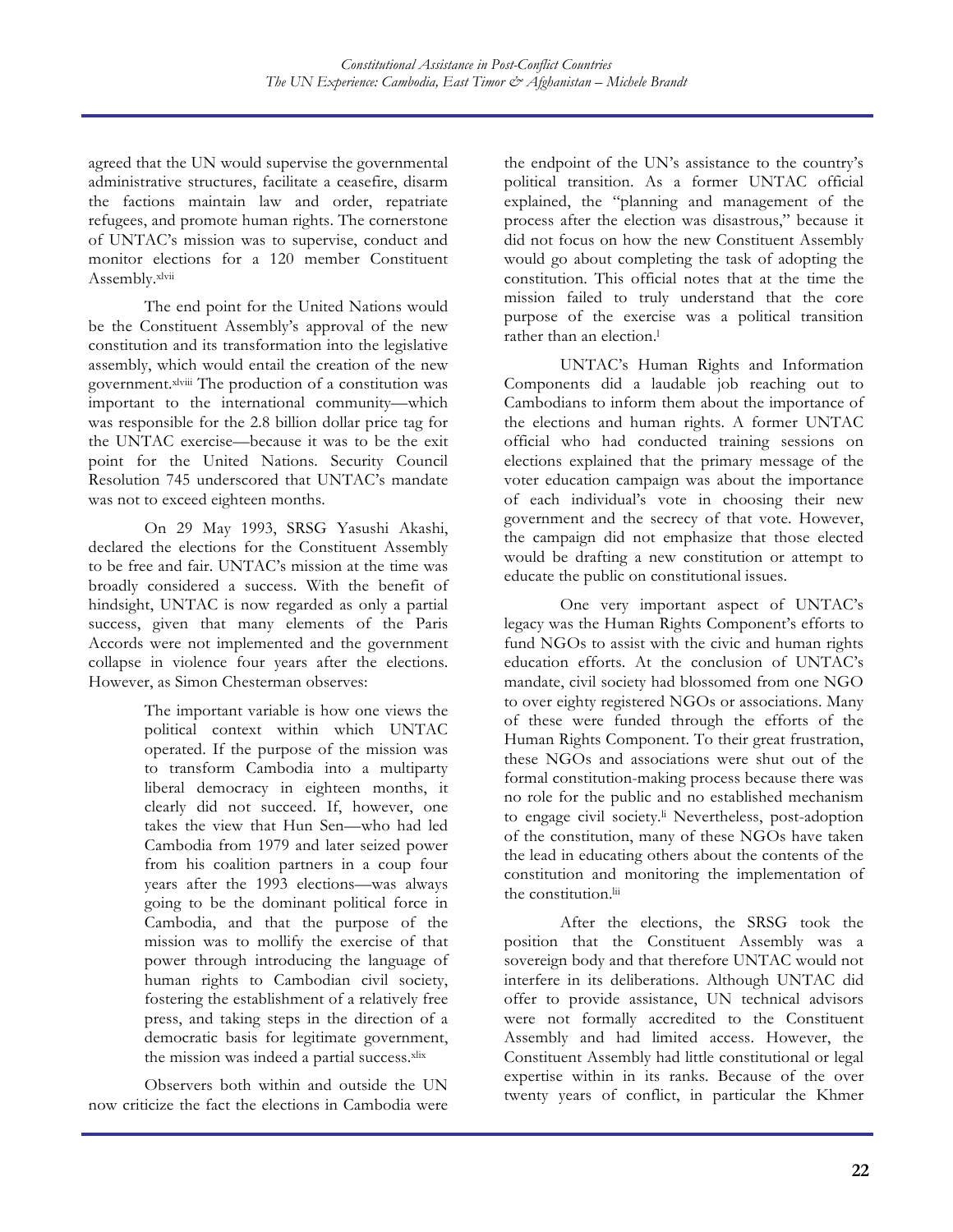agreed that the UN would supervise the governmental administrative structures, facilitate a ceasefire, disarm the factions maintain law and order, repatriate refugees, and promote human rights. The cornerstone of UNTAC's mission was to supervise, conduct and monitor elections for a 120 member Constituent Assembly.[xlvii]

The end point for the United Nations would be the Constituent Assembly's approval of the new constitution and its transformation into the legislative assembly, which would entail the creation of the new government.[xlviii] The production of a constitution was important to the international community—which was responsible for the 2.8 billion dollar price tag for the UNTAC exercise—because it was to be the exit point for the United Nations. Security Council Resolution 745 underscored that UNTAC's mandate was not to exceed eighteen months.

On 29 May 1993, SRSG Yasushi Akashi, declared the elections for the Constituent Assembly to be free and fair. UNTAC's mission at the time was broadly considered a success. With the benefit of hindsight, UNTAC is now regarded as only a partial success, given that many elements of the Paris Accords were not implemented and the government collapse in violence four years after the elections. However, as Simon Chesterman observes:

> The important variable is how one views the political context within which UNTAC operated. If the purpose of the mission was to transform Cambodia into a multiparty liberal democracy in eighteen months, it clearly did not succeed. If, however, one takes the view that Hun Sen—who had led Cambodia from 1979 and later seized power from his coalition partners in a coup four years after the 1993 elections—was always going to be the dominant political force in Cambodia, and that the purpose of the mission was to mollify the exercise of that power through introducing the language of human rights to Cambodian civil society, fostering the establishment of a relatively free press, and taking steps in the direction of a democratic basis for legitimate government, the mission was indeed a partial success.[xlix]

Observers both within and outside the UN now criticize the fact the elections in Cambodia were the endpoint of the UN's assistance to the country's political transition. As a former UNTAC official explained, the "planning and management of the process after the election was disastrous," because it did not focus on how the new Constituent Assembly would go about completing the task of adopting the constitution. This official notes that at the time the mission failed to truly understand that the core purpose of the exercise was a political transition rather than an election.[l]

UNTAC's Human Rights and Information Components did a laudable job reaching out to Cambodians to inform them about the importance of the elections and human rights. A former UNTAC official who had conducted training sessions on elections explained that the primary message of the voter education campaign was about the importance of each individual's vote in choosing their new government and the secrecy of that vote. However, the campaign did not emphasize that those elected would be drafting a new constitution or attempt to educate the public on constitutional issues.

One very important aspect of UNTAC's legacy was the Human Rights Component's efforts to fund NGOs to assist with the civic and human rights education efforts. At the conclusion of UNTAC's mandate, civil society had blossomed from one NGO to over eighty registered NGOs or associations. Many of these were funded through the efforts of the Human Rights Component. To their great frustration, these NGOs and associations were shut out of the formal constitution-making process because there was no role for the public and no established mechanism to engage civil society.[li] Nevertheless, post-adoption of the constitution, many of these NGOs have taken the lead in educating others about the contents of the constitution and monitoring the implementation of the constitution.[lii]

After the elections, the SRSG took the position that the Constituent Assembly was a sovereign body and that therefore UNTAC would not interfere in its deliberations. Although UNTAC did offer to provide assistance, UN technical advisors were not formally accredited to the Constituent Assembly and had limited access. However, the Constituent Assembly had little constitutional or legal expertise within in its ranks. Because of the over twenty years of conflict, in particular the Khmer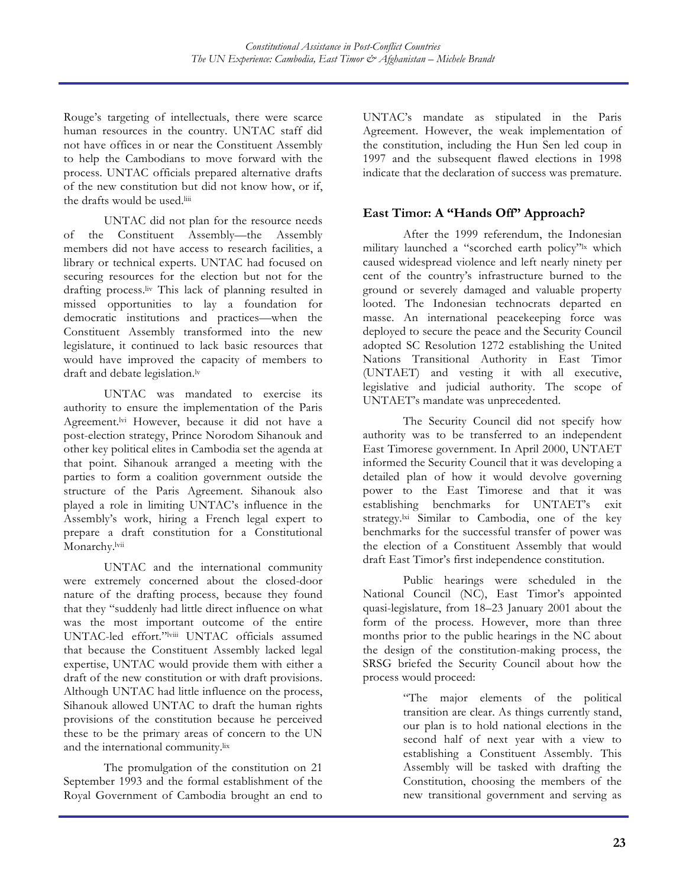Rouge's targeting of intellectuals, there were scarce human resources in the country. UNTAC staff did not have offices in or near the Constituent Assembly to help the Cambodians to move forward with the process. UNTAC officials prepared alternative drafts of the new constitution but did not know how, or if, the drafts would be used.[liii]

UNTAC did not plan for the resource needs of the Constituent Assembly—the Assembly members did not have access to research facilities, a library or technical experts. UNTAC had focused on securing resources for the election but not for the drafting process.[liv] This lack of planning resulted in missed opportunities to lay a foundation for democratic institutions and practices—when the Constituent Assembly transformed into the new legislature, it continued to lack basic resources that would have improved the capacity of members to draft and debate legislation.[lv]

UNTAC was mandated to exercise its authority to ensure the implementation of the Paris Agreement.[lvi] However, because it did not have a post-election strategy, Prince Norodom Sihanouk and other key political elites in Cambodia set the agenda at that point. Sihanouk arranged a meeting with the parties to form a coalition government outside the structure of the Paris Agreement. Sihanouk also played a role in limiting UNTAC's influence in the Assembly's work, hiring a French legal expert to prepare a draft constitution for a Constitutional Monarchy.[lvii]

UNTAC and the international community were extremely concerned about the closed-door nature of the drafting process, because they found that they "suddenly had little direct influence on what was the most important outcome of the entire UNTAC-led effort."[lviii] UNTAC officials assumed that because the Constituent Assembly lacked legal expertise, UNTAC would provide them with either a draft of the new constitution or with draft provisions. Although UNTAC had little influence on the process, Sihanouk allowed UNTAC to draft the human rights provisions of the constitution because he perceived these to be the primary areas of concern to the UN and the international community.[lix]

The promulgation of the constitution on 21 September 1993 and the formal establishment of the Royal Government of Cambodia brought an end to UNTAC's mandate as stipulated in the Paris Agreement. However, the weak implementation of the constitution, including the Hun Sen led coup in 1997 and the subsequent flawed elections in 1998 indicate that the declaration of success was premature.

## East Timor: A "Hands Off" Approach?

After the 1999 referendum, the Indonesian military launched a "scorched earth policy"[lx] which caused widespread violence and left nearly ninety per cent of the country's infrastructure burned to the ground or severely damaged and valuable property looted. The Indonesian technocrats departed en masse. An international peacekeeping force was deployed to secure the peace and the Security Council adopted SC Resolution 1272 establishing the United Nations Transitional Authority in East Timor (UNTAET) and vesting it with all executive, legislative and judicial authority. The scope of UNTAET's mandate was unprecedented.

The Security Council did not specify how authority was to be transferred to an independent East Timorese government. In April 2000, UNTAET informed the Security Council that it was developing a detailed plan of how it would devolve governing power to the East Timorese and that it was establishing benchmarks for UNTAET's exit strategy.[lxi] Similar to Cambodia, one of the key benchmarks for the successful transfer of power was the election of a Constituent Assembly that would draft East Timor's first independence constitution.

Public hearings were scheduled in the National Council (NC), East Timor's appointed quasi-legislature, from 18–23 January 2001 about the form of the process. However, more than three months prior to the public hearings in the NC about the design of the constitution-making process, the SRSG briefed the Security Council about how the process would proceed:

> "The major elements of the political transition are clear. As things currently stand, our plan is to hold national elections in the second half of next year with a view to establishing a Constituent Assembly. This Assembly will be tasked with drafting the Constitution, choosing the members of the new transitional government and serving as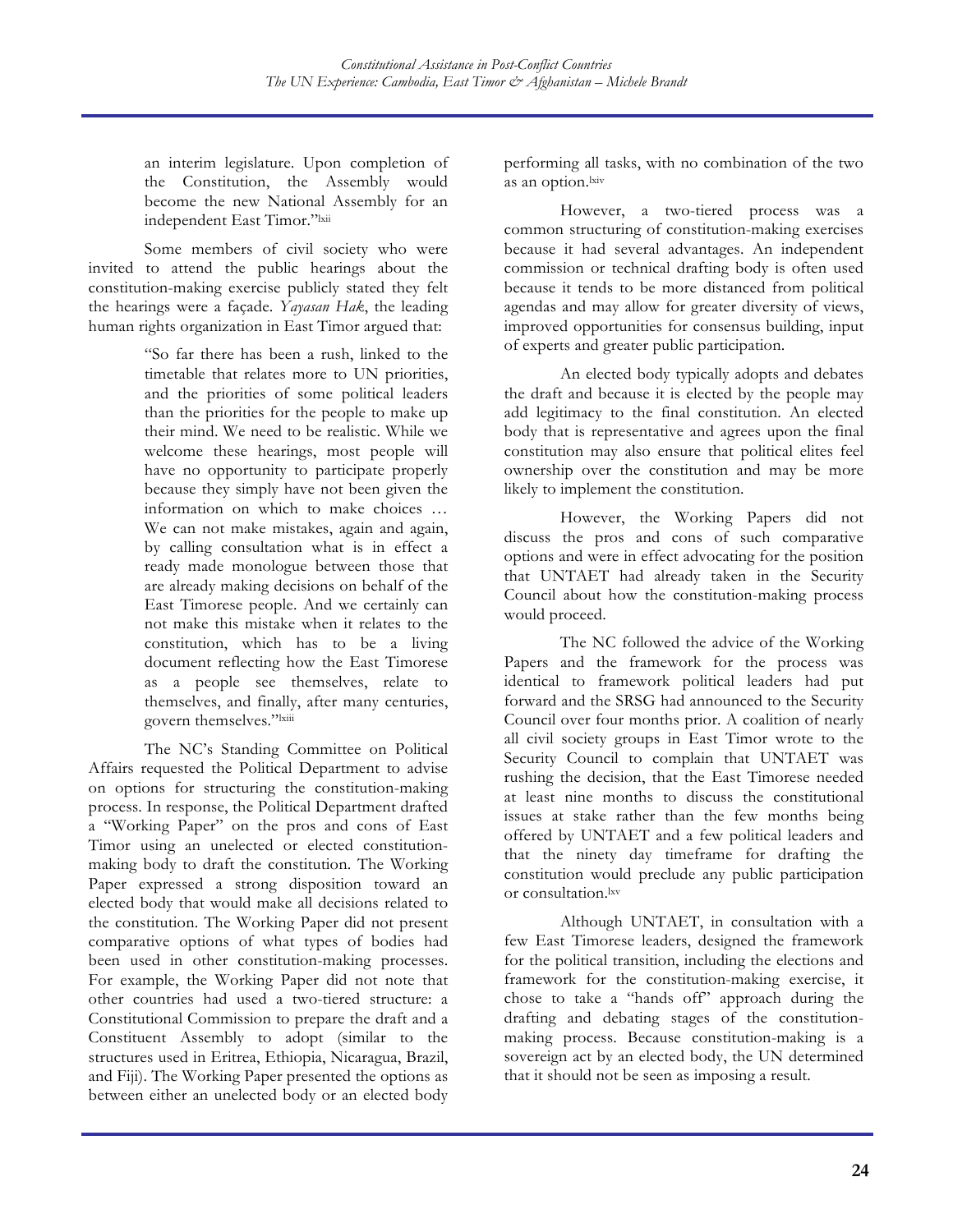an interim legislature. Upon completion of the Constitution, the Assembly would become the new National Assembly for an independent East Timor."[lxii]

Some members of civil society who were invited to attend the public hearings about the constitution-making exercise publicly stated they felt the hearings were a façade. *Yayasan Hak*, the leading human rights organization in East Timor argued that:

> "So far there has been a rush, linked to the timetable that relates more to UN priorities, and the priorities of some political leaders than the priorities for the people to make up their mind. We need to be realistic. While we welcome these hearings, most people will have no opportunity to participate properly because they simply have not been given the information on which to make choices … We can not make mistakes, again and again, by calling consultation what is in effect a ready made monologue between those that are already making decisions on behalf of the East Timorese people. And we certainly can not make this mistake when it relates to the constitution, which has to be a living document reflecting how the East Timorese as a people see themselves, relate to themselves, and finally, after many centuries, govern themselves."[lxiii]

The NC's Standing Committee on Political Affairs requested the Political Department to advise on options for structuring the constitution-making process. In response, the Political Department drafted a "Working Paper" on the pros and cons of East Timor using an unelected or elected constitution-making body to draft the constitution. The Working Paper expressed a strong disposition toward an elected body that would make all decisions related to the constitution. The Working Paper did not present comparative options of what types of bodies had been used in other constitution-making processes. For example, the Working Paper did not note that other countries had used a two-tiered structure: a Constitutional Commission to prepare the draft and a Constituent Assembly to adopt (similar to the structures used in Eritrea, Ethiopia, Nicaragua, Brazil, and Fiji). The Working Paper presented the options as between either an unelected body or an elected body performing all tasks, with no combination of the two as an option.[lxiv]

However, a two-tiered process was a common structuring of constitution-making exercises because it had several advantages. An independent commission or technical drafting body is often used because it tends to be more distanced from political agendas and may allow for greater diversity of views, improved opportunities for consensus building, input of experts and greater public participation.

An elected body typically adopts and debates the draft and because it is elected by the people may add legitimacy to the final constitution. An elected body that is representative and agrees upon the final constitution may also ensure that political elites feel ownership over the constitution and may be more likely to implement the constitution.

However, the Working Papers did not discuss the pros and cons of such comparative options and were in effect advocating for the position that UNTAET had already taken in the Security Council about how the constitution-making process would proceed.

The NC followed the advice of the Working Papers and the framework for the process was identical to framework political leaders had put forward and the SRSG had announced to the Security Council over four months prior. A coalition of nearly all civil society groups in East Timor wrote to the Security Council to complain that UNTAET was rushing the decision, that the East Timorese needed at least nine months to discuss the constitutional issues at stake rather than the few months being offered by UNTAET and a few political leaders and that the ninety day timeframe for drafting the constitution would preclude any public participation or consultation.[lxv]

Although UNTAET, in consultation with a few East Timorese leaders, designed the framework for the political transition, including the elections and framework for the constitution-making exercise, it chose to take a "hands off" approach during the drafting and debating stages of the constitution-making process. Because constitution-making is a sovereign act by an elected body, the UN determined that it should not be seen as imposing a result.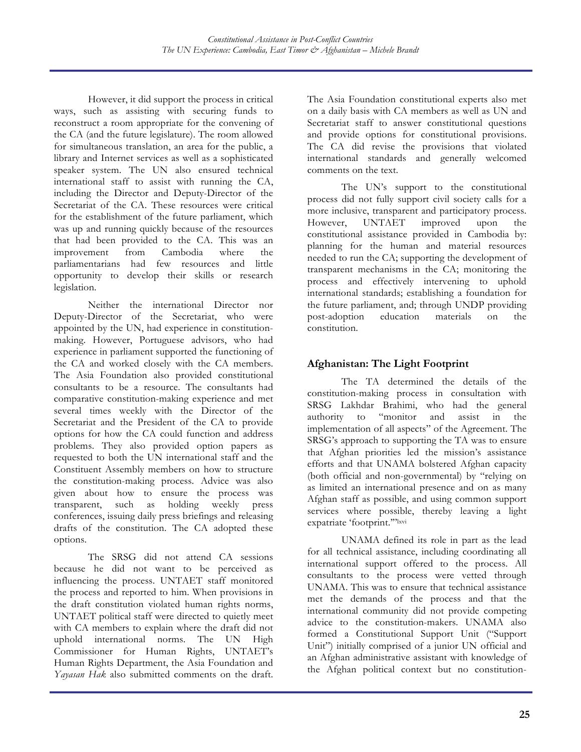However, it did support the process in critical ways, such as assisting with securing funds to reconstruct a room appropriate for the convening of the CA (and the future legislature). The room allowed for simultaneous translation, an area for the public, a library and Internet services as well as a sophisticated speaker system. The UN also ensured technical international staff to assist with running the CA, including the Director and Deputy-Director of the Secretariat of the CA. These resources were critical for the establishment of the future parliament, which was up and running quickly because of the resources that had been provided to the CA. This was an improvement from Cambodia where the parliamentarians had few resources and little opportunity to develop their skills or research legislation.

Neither the international Director nor Deputy-Director of the Secretariat, who were appointed by the UN, had experience in constitution-making. However, Portuguese advisors, who had experience in parliament supported the functioning of the CA and worked closely with the CA members. The Asia Foundation also provided constitutional consultants to be a resource. The consultants had comparative constitution-making experience and met several times weekly with the Director of the Secretariat and the President of the CA to provide options for how the CA could function and address problems. They also provided option papers as requested to both the UN international staff and the Constituent Assembly members on how to structure the constitution-making process. Advice was also given about how to ensure the process was transparent, such as holding weekly press conferences, issuing daily press briefings and releasing drafts of the constitution. The CA adopted these options.

The SRSG did not attend CA sessions because he did not want to be perceived as influencing the process. UNTAET staff monitored the process and reported to him. When provisions in the draft constitution violated human rights norms, UNTAET political staff were directed to quietly meet with CA members to explain where the draft did not uphold international norms. The UN High Commissioner for Human Rights, UNTAET's Human Rights Department, the Asia Foundation and *Yayasan Hak* also submitted comments on the draft. The Asia Foundation constitutional experts also met on a daily basis with CA members as well as UN and Secretariat staff to answer constitutional questions and provide options for constitutional provisions. The CA did revise the provisions that violated international standards and generally welcomed comments on the text.

The UN's support to the constitutional process did not fully support civil society calls for a more inclusive, transparent and participatory process. However, UNTAET improved upon the constitutional assistance provided in Cambodia by: planning for the human and material resources needed to run the CA; supporting the development of transparent mechanisms in the CA; monitoring the process and effectively intervening to uphold international standards; establishing a foundation for the future parliament, and; through UNDP providing post-adoption education materials on the constitution.

## Afghanistan: The Light Footprint

The TA determined the details of the constitution-making process in consultation with SRSG Lakhdar Brahimi, who had the general authority to "monitor and assist in the implementation of all aspects" of the Agreement. The SRSG's approach to supporting the TA was to ensure that Afghan priorities led the mission's assistance efforts and that UNAMA bolstered Afghan capacity (both official and non-governmental) by "relying on as limited an international presence and on as many Afghan staff as possible, and using common support services where possible, thereby leaving a light expatriate 'footprint.'"[lxvi]

UNAMA defined its role in part as the lead for all technical assistance, including coordinating all international support offered to the process. All consultants to the process were vetted through UNAMA. This was to ensure that technical assistance met the demands of the process and that the international community did not provide competing advice to the constitution-makers. UNAMA also formed a Constitutional Support Unit ("Support Unit") initially comprised of a junior UN official and an Afghan administrative assistant with knowledge of the Afghan political context but no constitution-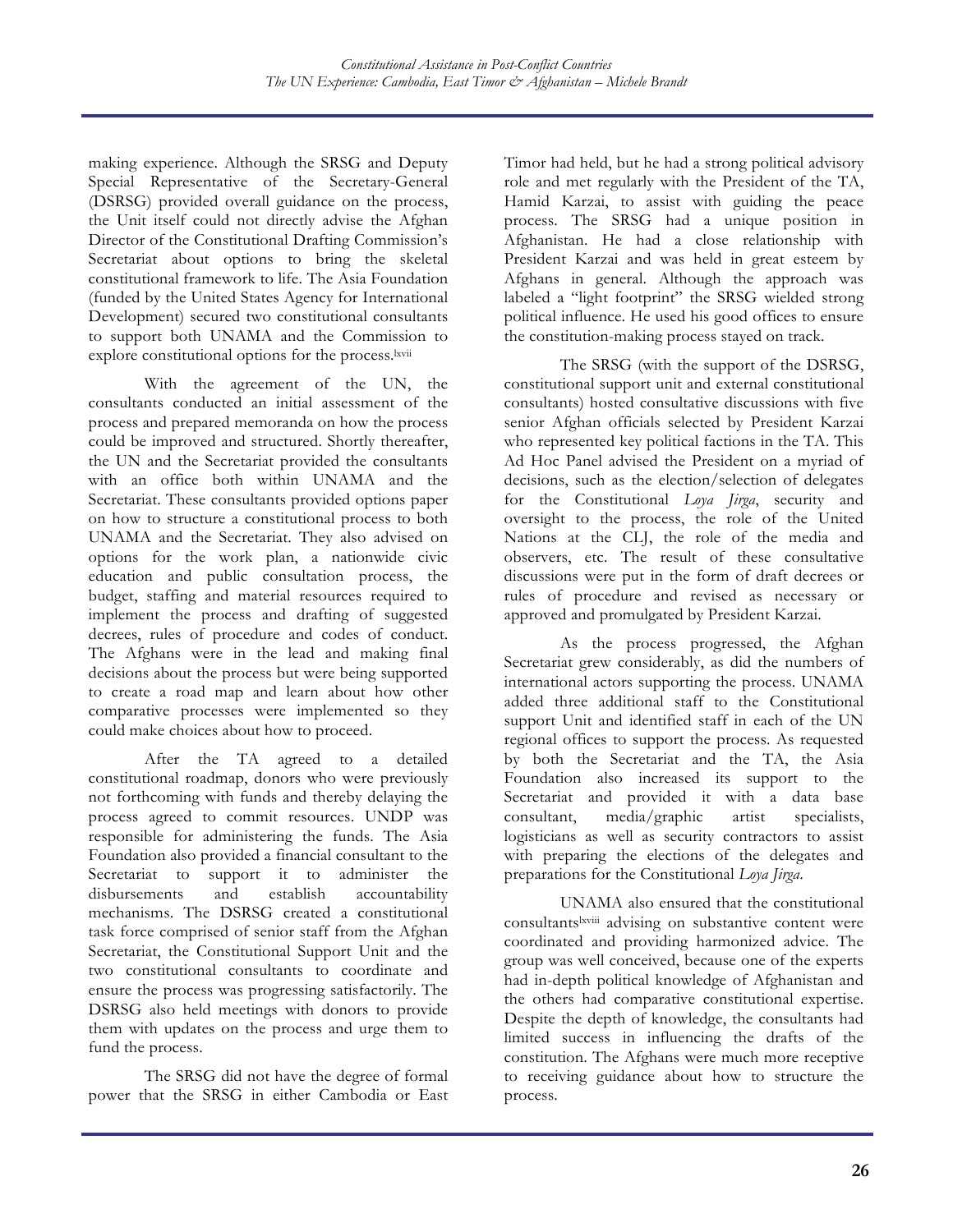making experience. Although the SRSG and Deputy Special Representative of the Secretary-General (DSRSG) provided overall guidance on the process, the Unit itself could not directly advise the Afghan Director of the Constitutional Drafting Commission's Secretariat about options to bring the skeletal constitutional framework to life. The Asia Foundation (funded by the United States Agency for International Development) secured two constitutional consultants to support both UNAMA and the Commission to explore constitutional options for the process.[lxvii]

With the agreement of the UN, the consultants conducted an initial assessment of the process and prepared memoranda on how the process could be improved and structured. Shortly thereafter, the UN and the Secretariat provided the consultants with an office both within UNAMA and the Secretariat. These consultants provided options paper on how to structure a constitutional process to both UNAMA and the Secretariat. They also advised on options for the work plan, a nationwide civic education and public consultation process, the budget, staffing and material resources required to implement the process and drafting of suggested decrees, rules of procedure and codes of conduct. The Afghans were in the lead and making final decisions about the process but were being supported to create a road map and learn about how other comparative processes were implemented so they could make choices about how to proceed.

After the TA agreed to a detailed constitutional roadmap, donors who were previously not forthcoming with funds and thereby delaying the process agreed to commit resources. UNDP was responsible for administering the funds. The Asia Foundation also provided a financial consultant to the Secretariat to support it to administer the disbursements and establish accountability mechanisms. The DSRSG created a constitutional task force comprised of senior staff from the Afghan Secretariat, the Constitutional Support Unit and the two constitutional consultants to coordinate and ensure the process was progressing satisfactorily. The DSRSG also held meetings with donors to provide them with updates on the process and urge them to fund the process.

The SRSG did not have the degree of formal power that the SRSG in either Cambodia or East Timor had held, but he had a strong political advisory role and met regularly with the President of the TA, Hamid Karzai, to assist with guiding the peace process. The SRSG had a unique position in Afghanistan. He had a close relationship with President Karzai and was held in great esteem by Afghans in general. Although the approach was labeled a "light footprint" the SRSG wielded strong political influence. He used his good offices to ensure the constitution-making process stayed on track.

The SRSG (with the support of the DSRSG, constitutional support unit and external constitutional consultants) hosted consultative discussions with five senior Afghan officials selected by President Karzai who represented key political factions in the TA. This Ad Hoc Panel advised the President on a myriad of decisions, such as the election/selection of delegates for the Constitutional *Loya Jirga*, security and oversight to the process, the role of the United Nations at the CLJ, the role of the media and observers, etc. The result of these consultative discussions were put in the form of draft decrees or rules of procedure and revised as necessary or approved and promulgated by President Karzai.

As the process progressed, the Afghan Secretariat grew considerably, as did the numbers of international actors supporting the process. UNAMA added three additional staff to the Constitutional support Unit and identified staff in each of the UN regional offices to support the process. As requested by both the Secretariat and the TA, the Asia Foundation also increased its support to the Secretariat and provided it with a data base consultant, media/graphic artist specialists, logisticians as well as security contractors to assist with preparing the elections of the delegates and preparations for the Constitutional *Loya Jirga*.

UNAMA also ensured that the constitutional consultants[lxviii] advising on substantive content were coordinated and providing harmonized advice. The group was well conceived, because one of the experts had in-depth political knowledge of Afghanistan and the others had comparative constitutional expertise. Despite the depth of knowledge, the consultants had limited success in influencing the drafts of the constitution. The Afghans were much more receptive to receiving guidance about how to structure the process.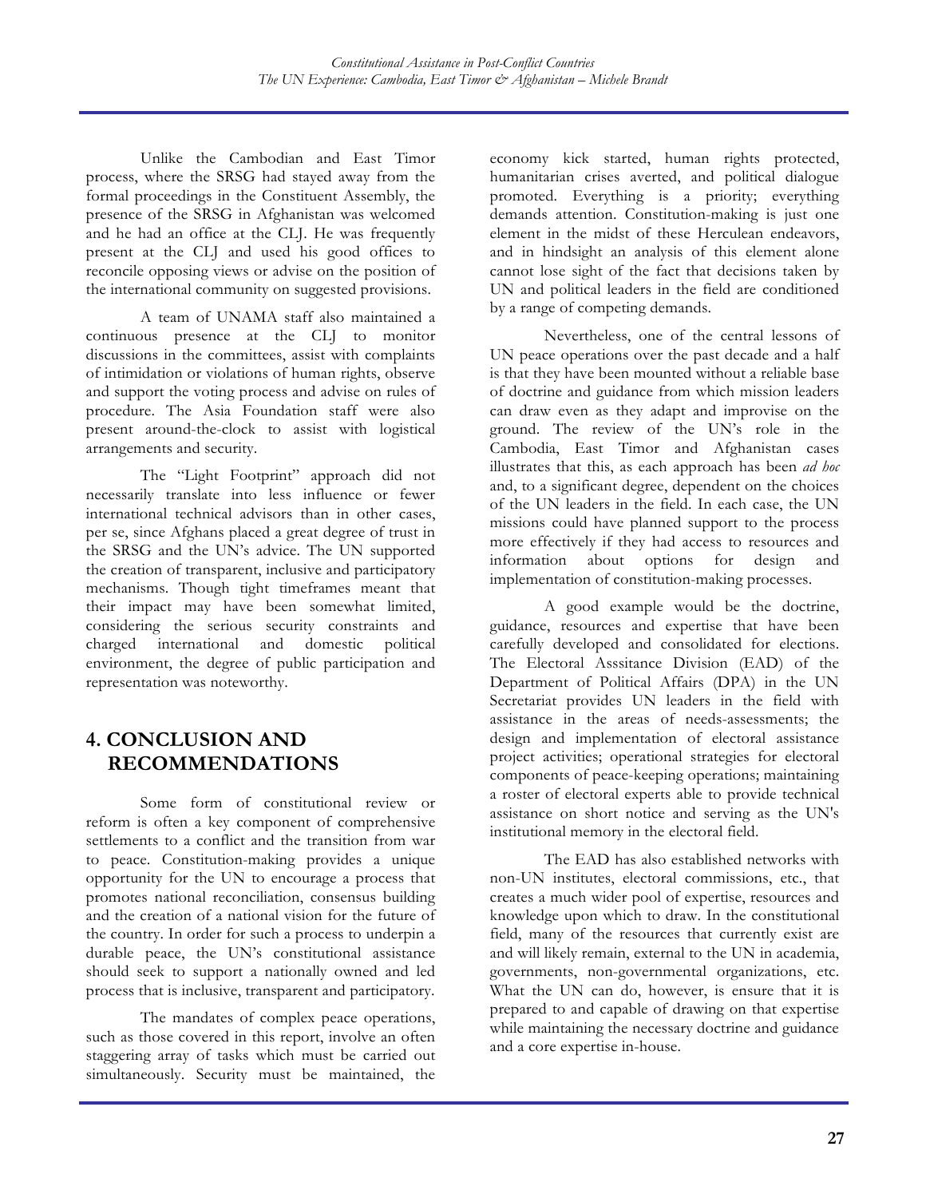Unlike the Cambodian and East Timor process, where the SRSG had stayed away from the formal proceedings in the Constituent Assembly, the presence of the SRSG in Afghanistan was welcomed and he had an office at the CLJ. He was frequently present at the CLJ and used his good offices to reconcile opposing views or advise on the position of the international community on suggested provisions.

A team of UNAMA staff also maintained a continuous presence at the CLJ to monitor discussions in the committees, assist with complaints of intimidation or violations of human rights, observe and support the voting process and advise on rules of procedure. The Asia Foundation staff were also present around-the-clock to assist with logistical arrangements and security.

The "Light Footprint" approach did not necessarily translate into less influence or fewer international technical advisors than in other cases, per se, since Afghans placed a great degree of trust in the SRSG and the UN's advice. The UN supported the creation of transparent, inclusive and participatory mechanisms. Though tight timeframes meant that their impact may have been somewhat limited, considering the serious security constraints and charged international and domestic political environment, the degree of public participation and representation was noteworthy.

## 4. CONCLUSION AND RECOMMENDATIONS

Some form of constitutional review or reform is often a key component of comprehensive settlements to a conflict and the transition from war to peace. Constitution-making provides a unique opportunity for the UN to encourage a process that promotes national reconciliation, consensus building and the creation of a national vision for the future of the country. In order for such a process to underpin a durable peace, the UN's constitutional assistance should seek to support a nationally owned and led process that is inclusive, transparent and participatory.

The mandates of complex peace operations, such as those covered in this report, involve an often staggering array of tasks which must be carried out simultaneously. Security must be maintained, the economy kick started, human rights protected, humanitarian crises averted, and political dialogue promoted. Everything is a priority; everything demands attention. Constitution-making is just one element in the midst of these Herculean endeavors, and in hindsight an analysis of this element alone cannot lose sight of the fact that decisions taken by UN and political leaders in the field are conditioned by a range of competing demands.

Nevertheless, one of the central lessons of UN peace operations over the past decade and a half is that they have been mounted without a reliable base of doctrine and guidance from which mission leaders can draw even as they adapt and improvise on the ground. The review of the UN's role in the Cambodia, East Timor and Afghanistan cases illustrates that this, as each approach has been *ad hoc* and, to a significant degree, dependent on the choices of the UN leaders in the field. In each case, the UN missions could have planned support to the process more effectively if they had access to resources and information about options for design and implementation of constitution-making processes.

A good example would be the doctrine, guidance, resources and expertise that have been carefully developed and consolidated for elections. The Electoral Asssitance Division (EAD) of the Department of Political Affairs (DPA) in the UN Secretariat provides UN leaders in the field with assistance in the areas of needs-assessments; the design and implementation of electoral assistance project activities; operational strategies for electoral components of peace-keeping operations; maintaining a roster of electoral experts able to provide technical assistance on short notice and serving as the UN's institutional memory in the electoral field.

The EAD has also established networks with non-UN institutes, electoral commissions, etc., that creates a much wider pool of expertise, resources and knowledge upon which to draw. In the constitutional field, many of the resources that currently exist are and will likely remain, external to the UN in academia, governments, non-governmental organizations, etc. What the UN can do, however, is ensure that it is prepared to and capable of drawing on that expertise while maintaining the necessary doctrine and guidance and a core expertise in-house.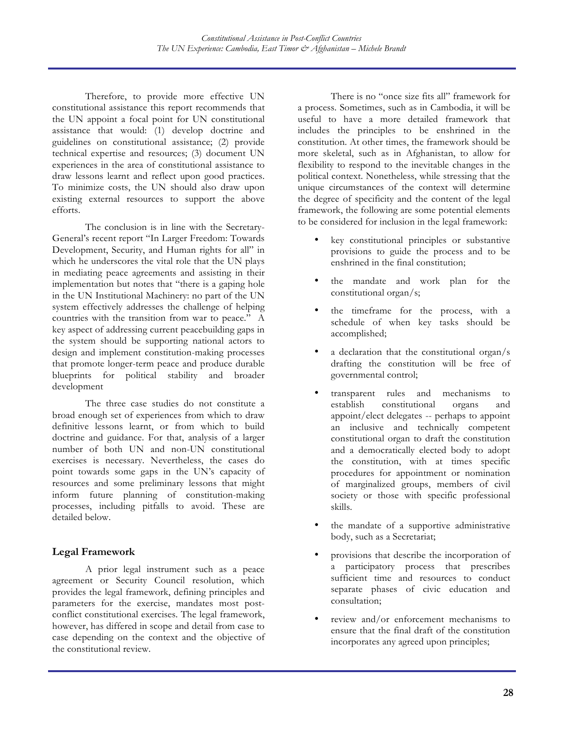Therefore, to provide more effective UN constitutional assistance this report recommends that the UN appoint a focal point for UN constitutional assistance that would: (1) develop doctrine and guidelines on constitutional assistance; (2) provide technical expertise and resources; (3) document UN experiences in the area of constitutional assistance to draw lessons learnt and reflect upon good practices. To minimize costs, the UN should also draw upon existing external resources to support the above efforts.

The conclusion is in line with the Secretary-General's recent report "In Larger Freedom: Towards Development, Security, and Human rights for all" in which he underscores the vital role that the UN plays in mediating peace agreements and assisting in their implementation but notes that "there is a gaping hole in the UN Institutional Machinery: no part of the UN system effectively addresses the challenge of helping countries with the transition from war to peace." A key aspect of addressing current peacebuilding gaps in the system should be supporting national actors to design and implement constitution-making processes that promote longer-term peace and produce durable blueprints for political stability and broader development

The three case studies do not constitute a broad enough set of experiences from which to draw definitive lessons learnt, or from which to build doctrine and guidance. For that, analysis of a larger number of both UN and non-UN constitutional exercises is necessary. Nevertheless, the cases do point towards some gaps in the UN's capacity of resources and some preliminary lessons that might inform future planning of constitution-making processes, including pitfalls to avoid. These are detailed below.

## Legal Framework

A prior legal instrument such as a peace agreement or Security Council resolution, which provides the legal framework, defining principles and parameters for the exercise, mandates most post-conflict constitutional exercises. The legal framework, however, has differed in scope and detail from case to case depending on the context and the objective of the constitutional review.

There is no "once size fits all" framework for a process. Sometimes, such as in Cambodia, it will be useful to have a more detailed framework that includes the principles to be enshrined in the constitution. At other times, the framework should be more skeletal, such as in Afghanistan, to allow for flexibility to respond to the inevitable changes in the political context. Nonetheless, while stressing that the unique circumstances of the context will determine the degree of specificity and the content of the legal framework, the following are some potential elements to be considered for inclusion in the legal framework:

- key constitutional principles or substantive provisions to guide the process and to be enshrined in the final constitution;
- the mandate and work plan for the constitutional organ/s;
- the timeframe for the process, with a schedule of when key tasks should be accomplished;
- a declaration that the constitutional organ/s drafting the constitution will be free of governmental control;
- transparent rules and mechanisms to establish constitutional organs and appoint/elect delegates -- perhaps to appoint an inclusive and technically competent constitutional organ to draft the constitution and a democratically elected body to adopt the constitution, with at times specific procedures for appointment or nomination of marginalized groups, members of civil society or those with specific professional skills.
- the mandate of a supportive administrative body, such as a Secretariat;
- provisions that describe the incorporation of a participatory process that prescribes sufficient time and resources to conduct separate phases of civic education and consultation;
- review and/or enforcement mechanisms to ensure that the final draft of the constitution incorporates any agreed upon principles;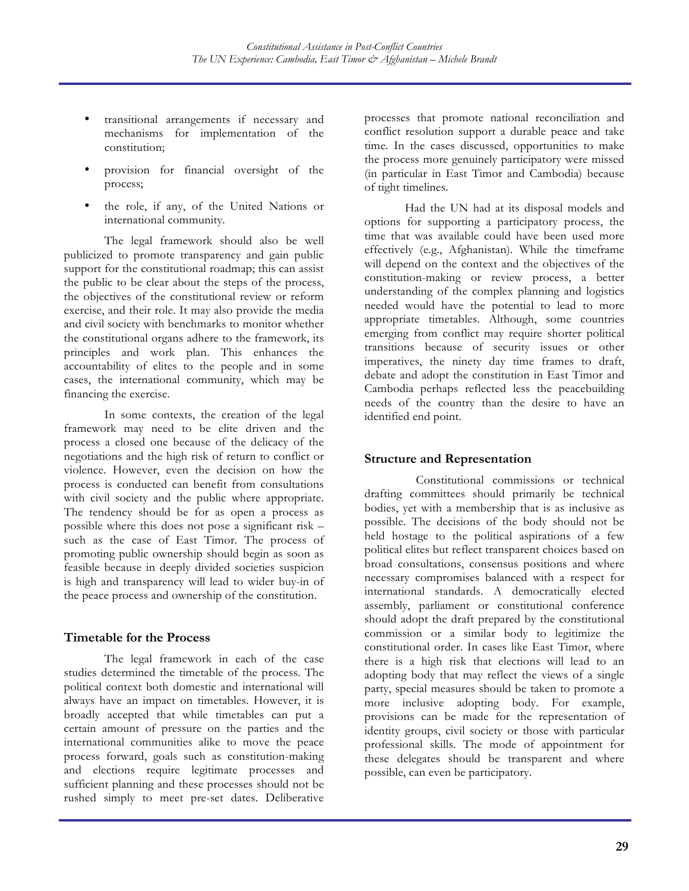- transitional arrangements if necessary and mechanisms for implementation of the constitution;
- provision for financial oversight of the process;
- the role, if any, of the United Nations or international community.

The legal framework should also be well publicized to promote transparency and gain public support for the constitutional roadmap; this can assist the public to be clear about the steps of the process, the objectives of the constitutional review or reform exercise, and their role. It may also provide the media and civil society with benchmarks to monitor whether the constitutional organs adhere to the framework, its principles and work plan. This enhances the accountability of elites to the people and in some cases, the international community, which may be financing the exercise.

In some contexts, the creation of the legal framework may need to be elite driven and the process a closed one because of the delicacy of the negotiations and the high risk of return to conflict or violence. However, even the decision on how the process is conducted can benefit from consultations with civil society and the public where appropriate. The tendency should be for as open a process as possible where this does not pose a significant risk – such as the case of East Timor. The process of promoting public ownership should begin as soon as feasible because in deeply divided societies suspicion is high and transparency will lead to wider buy-in of the peace process and ownership of the constitution.

### Timetable for the Process

The legal framework in each of the case studies determined the timetable of the process. The political context both domestic and international will always have an impact on timetables. However, it is broadly accepted that while timetables can put a certain amount of pressure on the parties and the international communities alike to move the peace process forward, goals such as constitution-making and elections require legitimate processes and sufficient planning and these processes should not be rushed simply to meet pre-set dates. Deliberative processes that promote national reconciliation and conflict resolution support a durable peace and take time. In the cases discussed, opportunities to make the process more genuinely participatory were missed (in particular in East Timor and Cambodia) because of tight timelines.

Had the UN had at its disposal models and options for supporting a participatory process, the time that was available could have been used more effectively (e.g., Afghanistan). While the timeframe will depend on the context and the objectives of the constitution-making or review process, a better understanding of the complex planning and logistics needed would have the potential to lead to more appropriate timetables. Although, some countries emerging from conflict may require shorter political transitions because of security issues or other imperatives, the ninety day time frames to draft, debate and adopt the constitution in East Timor and Cambodia perhaps reflected less the peacebuilding needs of the country than the desire to have an identified end point.

### Structure and Representation

Constitutional commissions or technical drafting committees should primarily be technical bodies, yet with a membership that is as inclusive as possible. The decisions of the body should not be held hostage to the political aspirations of a few political elites but reflect transparent choices based on broad consultations, consensus positions and where necessary compromises balanced with a respect for international standards. A democratically elected assembly, parliament or constitutional conference should adopt the draft prepared by the constitutional commission or a similar body to legitimize the constitutional order. In cases like East Timor, where there is a high risk that elections will lead to an adopting body that may reflect the views of a single party, special measures should be taken to promote a more inclusive adopting body. For example, provisions can be made for the representation of identity groups, civil society or those with particular professional skills. The mode of appointment for these delegates should be transparent and where possible, can even be participatory.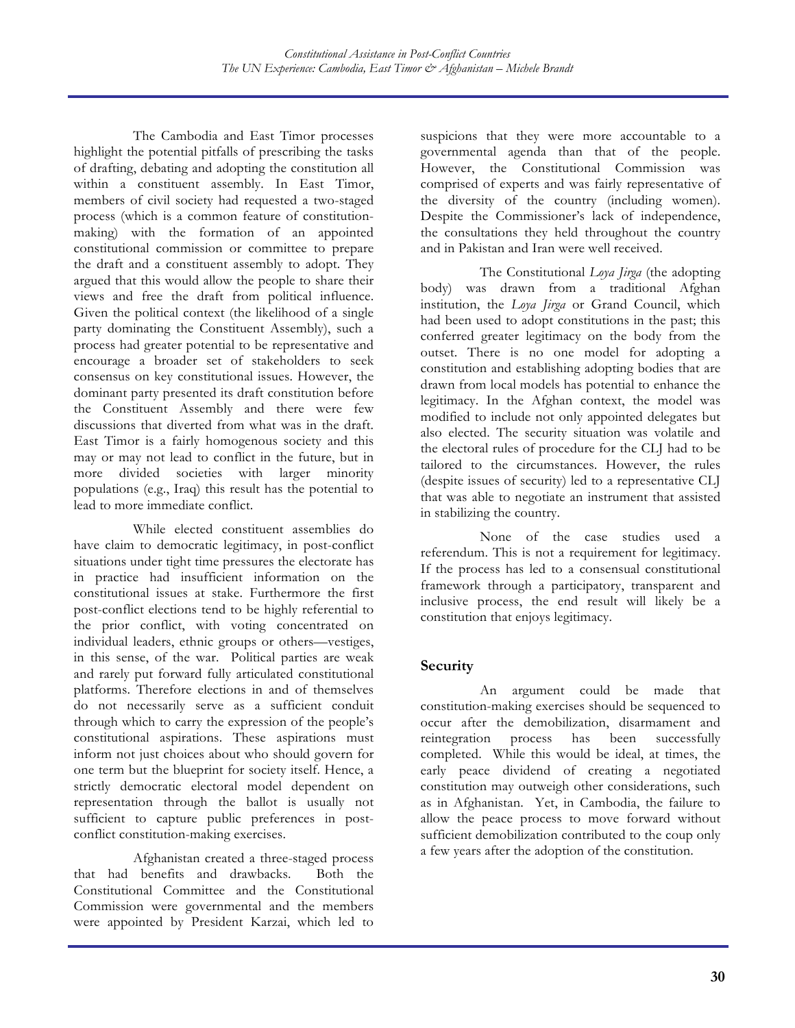The Cambodia and East Timor processes highlight the potential pitfalls of prescribing the tasks of drafting, debating and adopting the constitution all within a constituent assembly. In East Timor, members of civil society had requested a two-staged process (which is a common feature of constitution-making) with the formation of an appointed constitutional commission or committee to prepare the draft and a constituent assembly to adopt. They argued that this would allow the people to share their views and free the draft from political influence. Given the political context (the likelihood of a single party dominating the Constituent Assembly), such a process had greater potential to be representative and encourage a broader set of stakeholders to seek consensus on key constitutional issues. However, the dominant party presented its draft constitution before the Constituent Assembly and there were few discussions that diverted from what was in the draft. East Timor is a fairly homogenous society and this may or may not lead to conflict in the future, but in more divided societies with larger minority populations (e.g., Iraq) this result has the potential to lead to more immediate conflict.

While elected constituent assemblies do have claim to democratic legitimacy, in post-conflict situations under tight time pressures the electorate has in practice had insufficient information on the constitutional issues at stake. Furthermore the first post-conflict elections tend to be highly referential to the prior conflict, with voting concentrated on individual leaders, ethnic groups or others—vestiges, in this sense, of the war. Political parties are weak and rarely put forward fully articulated constitutional platforms. Therefore elections in and of themselves do not necessarily serve as a sufficient conduit through which to carry the expression of the people's constitutional aspirations. These aspirations must inform not just choices about who should govern for one term but the blueprint for society itself. Hence, a strictly democratic electoral model dependent on representation through the ballot is usually not sufficient to capture public preferences in post-conflict constitution-making exercises.

Afghanistan created a three-staged process that had benefits and drawbacks. Both the Constitutional Committee and the Constitutional Commission were governmental and the members were appointed by President Karzai, which led to suspicions that they were more accountable to a governmental agenda than that of the people. However, the Constitutional Commission was comprised of experts and was fairly representative of the diversity of the country (including women). Despite the Commissioner's lack of independence, the consultations they held throughout the country and in Pakistan and Iran were well received.

The Constitutional *Loya Jirga* (the adopting body) was drawn from a traditional Afghan institution, the *Loya Jirga* or Grand Council, which had been used to adopt constitutions in the past; this conferred greater legitimacy on the body from the outset. There is no one model for adopting a constitution and establishing adopting bodies that are drawn from local models has potential to enhance the legitimacy. In the Afghan context, the model was modified to include not only appointed delegates but also elected. The security situation was volatile and the electoral rules of procedure for the CLJ had to be tailored to the circumstances. However, the rules (despite issues of security) led to a representative CLJ that was able to negotiate an instrument that assisted in stabilizing the country.

None of the case studies used a referendum. This is not a requirement for legitimacy. If the process has led to a consensual constitutional framework through a participatory, transparent and inclusive process, the end result will likely be a constitution that enjoys legitimacy.

## Security

An argument could be made that constitution-making exercises should be sequenced to occur after the demobilization, disarmament and reintegration process has been successfully completed. While this would be ideal, at times, the early peace dividend of creating a negotiated constitution may outweigh other considerations, such as in Afghanistan. Yet, in Cambodia, the failure to allow the peace process to move forward without sufficient demobilization contributed to the coup only a few years after the adoption of the constitution.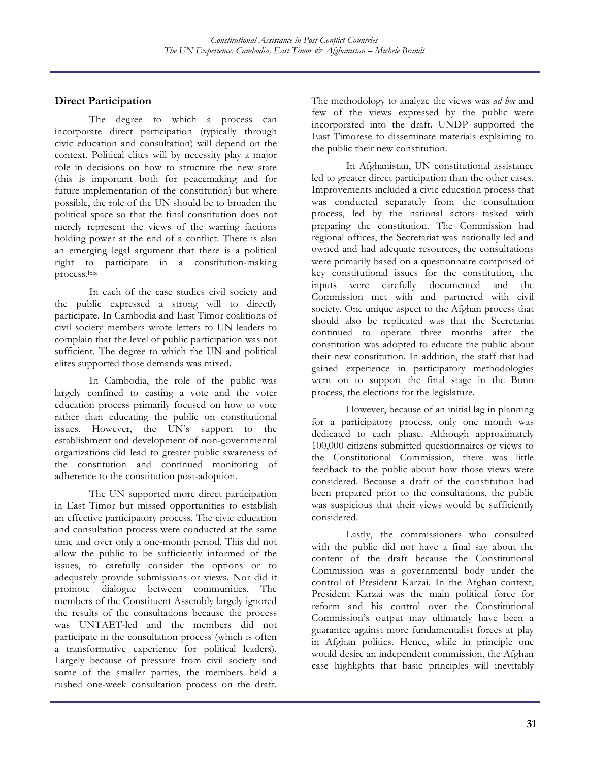## Direct Participation

The degree to which a process can incorporate direct participation (typically through civic education and consultation) will depend on the context. Political elites will by necessity play a major role in decisions on how to structure the new state (this is important both for peacemaking and for future implementation of the constitution) but where possible, the role of the UN should be to broaden the political space so that the final constitution does not merely represent the views of the warring factions holding power at the end of a conflict. There is also an emerging legal argument that there is a political right to participate in a constitution-making process.[lxix]

In each of the case studies civil society and the public expressed a strong will to directly participate. In Cambodia and East Timor coalitions of civil society members wrote letters to UN leaders to complain that the level of public participation was not sufficient. The degree to which the UN and political elites supported those demands was mixed.

In Cambodia, the role of the public was largely confined to casting a vote and the voter education process primarily focused on how to vote rather than educating the public on constitutional issues. However, the UN's support to the establishment and development of non-governmental organizations did lead to greater public awareness of the constitution and continued monitoring of adherence to the constitution post-adoption.

The UN supported more direct participation in East Timor but missed opportunities to establish an effective participatory process. The civic education and consultation process were conducted at the same time and over only a one-month period. This did not allow the public to be sufficiently informed of the issues, to carefully consider the options or to adequately provide submissions or views. Nor did it promote dialogue between communities. The members of the Constituent Assembly largely ignored the results of the consultations because the process was UNTAET-led and the members did not participate in the consultation process (which is often a transformative experience for political leaders). Largely because of pressure from civil society and some of the smaller parties, the members held a rushed one-week consultation process on the draft. The methodology to analyze the views was *ad hoc* and few of the views expressed by the public were incorporated into the draft. UNDP supported the East Timorese to disseminate materials explaining to the public their new constitution.

In Afghanistan, UN constitutional assistance led to greater direct participation than the other cases. Improvements included a civic education process that was conducted separately from the consultation process, led by the national actors tasked with preparing the constitution. The Commission had regional offices, the Secretariat was nationally led and owned and had adequate resources, the consultations were primarily based on a questionnaire comprised of key constitutional issues for the constitution, the inputs were carefully documented and the Commission met with and partnered with civil society. One unique aspect to the Afghan process that should also be replicated was that the Secretariat continued to operate three months after the constitution was adopted to educate the public about their new constitution. In addition, the staff that had gained experience in participatory methodologies went on to support the final stage in the Bonn process, the elections for the legislature.

However, because of an initial lag in planning for a participatory process, only one month was dedicated to each phase. Although approximately 100,000 citizens submitted questionnaires or views to the Constitutional Commission, there was little feedback to the public about how those views were considered. Because a draft of the constitution had been prepared prior to the consultations, the public was suspicious that their views would be sufficiently considered.

Lastly, the commissioners who consulted with the public did not have a final say about the content of the draft because the Constitutional Commission was a governmental body under the control of President Karzai. In the Afghan context, President Karzai was the main political force for reform and his control over the Constitutional Commission's output may ultimately have been a guarantee against more fundamentalist forces at play in Afghan politics. Hence, while in principle one would desire an independent commission, the Afghan case highlights that basic principles will inevitably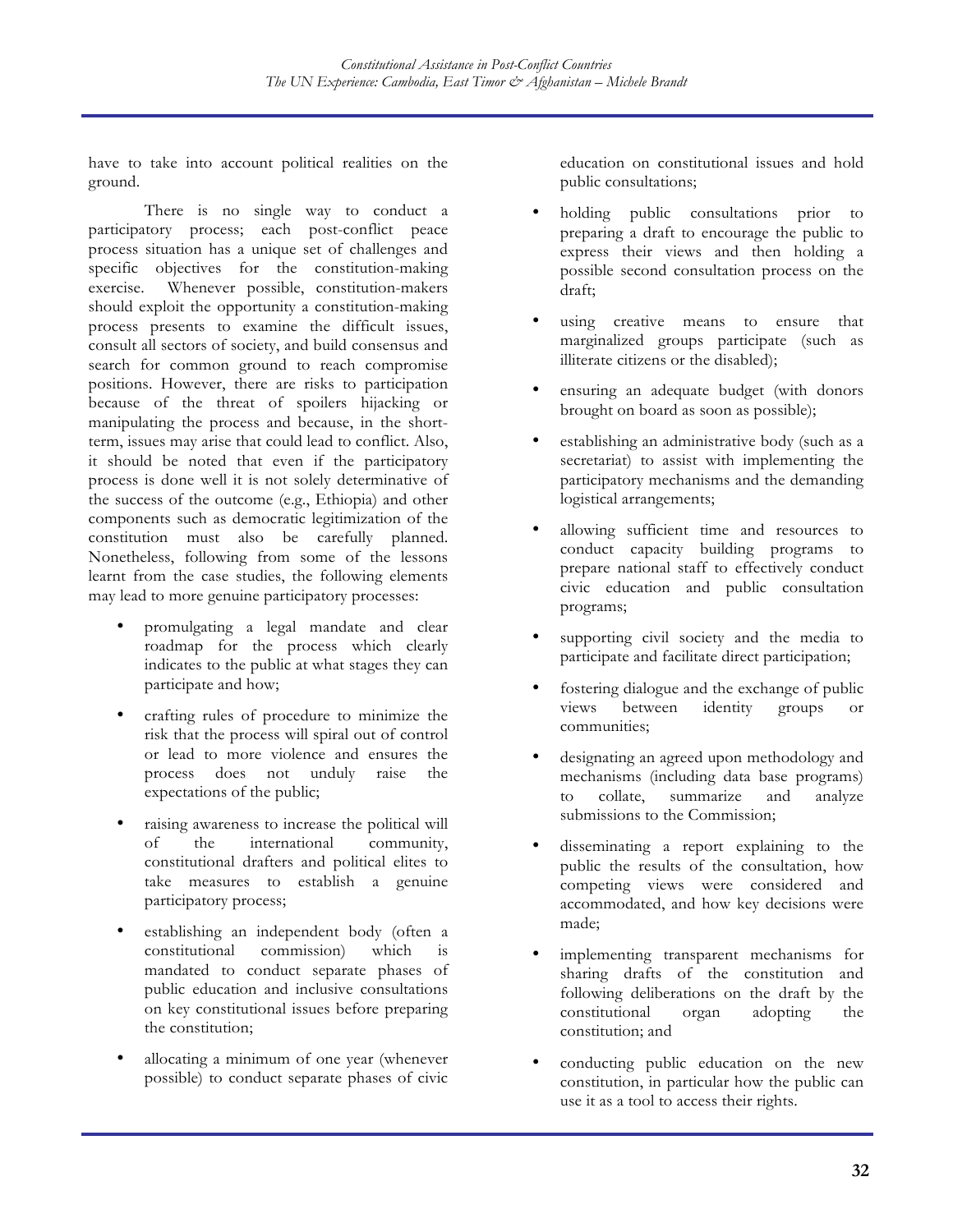have to take into account political realities on the ground.

There is no single way to conduct a participatory process; each post-conflict peace process situation has a unique set of challenges and specific objectives for the constitution-making exercise. Whenever possible, constitution-makers should exploit the opportunity a constitution-making process presents to examine the difficult issues, consult all sectors of society, and build consensus and search for common ground to reach compromise positions. However, there are risks to participation because of the threat of spoilers hijacking or manipulating the process and because, in the short-term, issues may arise that could lead to conflict. Also, it should be noted that even if the participatory process is done well it is not solely determinative of the success of the outcome (e.g., Ethiopia) and other components such as democratic legitimization of the constitution must also be carefully planned. Nonetheless, following from some of the lessons learnt from the case studies, the following elements may lead to more genuine participatory processes:

- promulgating a legal mandate and clear roadmap for the process which clearly indicates to the public at what stages they can participate and how;
- crafting rules of procedure to minimize the risk that the process will spiral out of control or lead to more violence and ensures the process does not unduly raise the expectations of the public;
- raising awareness to increase the political will of the international community, constitutional drafters and political elites to take measures to establish a genuine participatory process;
- establishing an independent body (often a constitutional commission) which is mandated to conduct separate phases of public education and inclusive consultations on key constitutional issues before preparing the constitution;
- allocating a minimum of one year (whenever possible) to conduct separate phases of civic education on constitutional issues and hold public consultations;
- holding public consultations prior to preparing a draft to encourage the public to express their views and then holding a possible second consultation process on the draft;
- using creative means to ensure that marginalized groups participate (such as illiterate citizens or the disabled);
- ensuring an adequate budget (with donors brought on board as soon as possible);
- establishing an administrative body (such as a secretariat) to assist with implementing the participatory mechanisms and the demanding logistical arrangements;
- allowing sufficient time and resources to conduct capacity building programs to prepare national staff to effectively conduct civic education and public consultation programs;
- supporting civil society and the media to participate and facilitate direct participation;
- fostering dialogue and the exchange of public views between identity groups or communities;
- designating an agreed upon methodology and mechanisms (including data base programs) to collate, summarize and analyze submissions to the Commission;
- disseminating a report explaining to the public the results of the consultation, how competing views were considered and accommodated, and how key decisions were made;
- implementing transparent mechanisms for sharing drafts of the constitution and following deliberations on the draft by the constitutional organ adopting the constitution; and
- conducting public education on the new constitution, in particular how the public can use it as a tool to access their rights.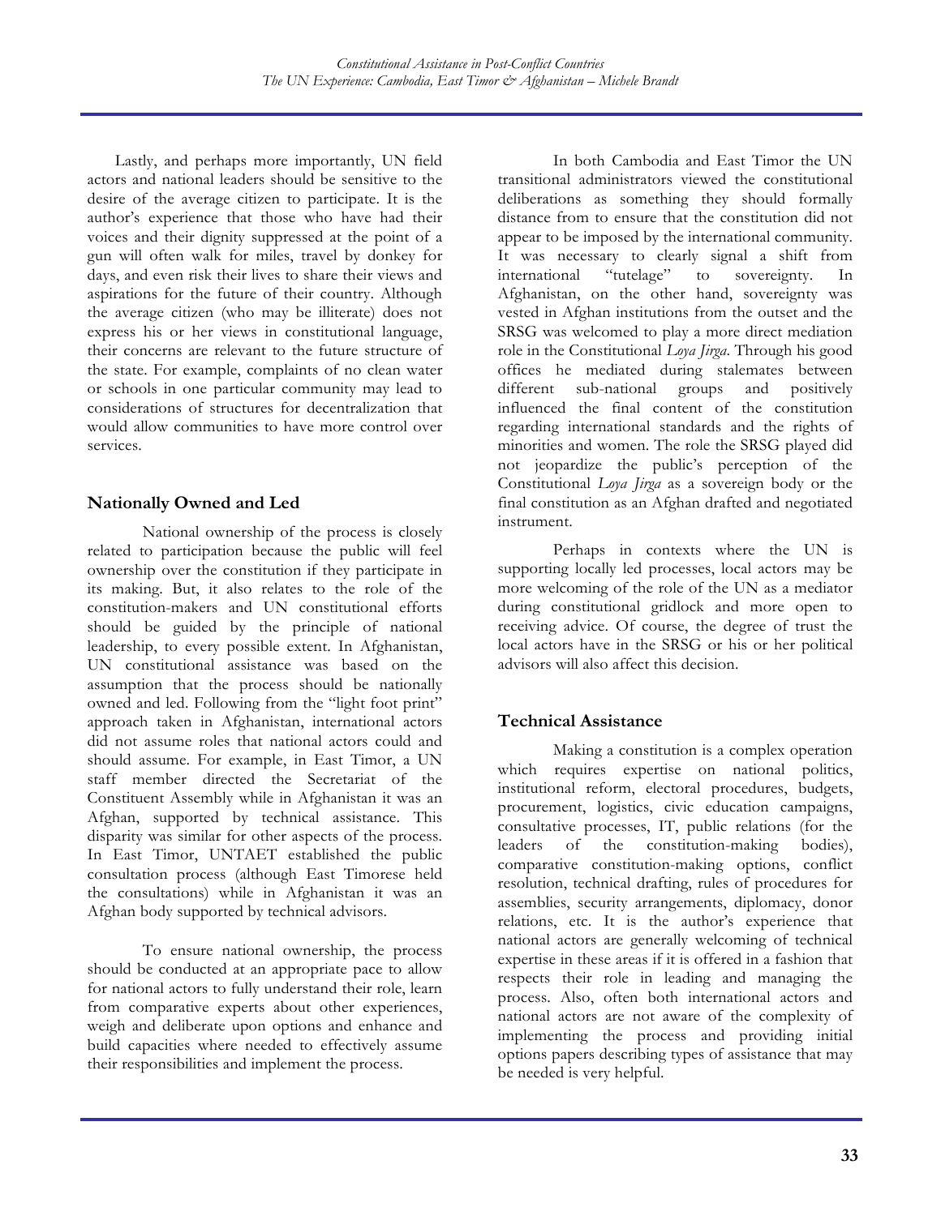Lastly, and perhaps more importantly, UN field actors and national leaders should be sensitive to the desire of the average citizen to participate. It is the author's experience that those who have had their voices and their dignity suppressed at the point of a gun will often walk for miles, travel by donkey for days, and even risk their lives to share their views and aspirations for the future of their country. Although the average citizen (who may be illiterate) does not express his or her views in constitutional language, their concerns are relevant to the future structure of the state. For example, complaints of no clean water or schools in one particular community may lead to considerations of structures for decentralization that would allow communities to have more control over services.

## Nationally Owned and Led

National ownership of the process is closely related to participation because the public will feel ownership over the constitution if they participate in its making. But, it also relates to the role of the constitution-makers and UN constitutional efforts should be guided by the principle of national leadership, to every possible extent. In Afghanistan, UN constitutional assistance was based on the assumption that the process should be nationally owned and led. Following from the "light foot print" approach taken in Afghanistan, international actors did not assume roles that national actors could and should assume. For example, in East Timor, a UN staff member directed the Secretariat of the Constituent Assembly while in Afghanistan it was an Afghan, supported by technical assistance. This disparity was similar for other aspects of the process. In East Timor, UNTAET established the public consultation process (although East Timorese held the consultations) while in Afghanistan it was an Afghan body supported by technical advisors.

To ensure national ownership, the process should be conducted at an appropriate pace to allow for national actors to fully understand their role, learn from comparative experts about other experiences, weigh and deliberate upon options and enhance and build capacities where needed to effectively assume their responsibilities and implement the process.

In both Cambodia and East Timor the UN transitional administrators viewed the constitutional deliberations as something they should formally distance from to ensure that the constitution did not appear to be imposed by the international community. It was necessary to clearly signal a shift from international "tutelage" to sovereignty. In Afghanistan, on the other hand, sovereignty was vested in Afghan institutions from the outset and the SRSG was welcomed to play a more direct mediation role in the Constitutional *Loya Jirga*. Through his good offices he mediated during stalemates between different sub-national groups and positively influenced the final content of the constitution regarding international standards and the rights of minorities and women. The role the SRSG played did not jeopardize the public's perception of the Constitutional *Loya Jirga* as a sovereign body or the final constitution as an Afghan drafted and negotiated instrument.

Perhaps in contexts where the UN is supporting locally led processes, local actors may be more welcoming of the role of the UN as a mediator during constitutional gridlock and more open to receiving advice. Of course, the degree of trust the local actors have in the SRSG or his or her political advisors will also affect this decision.

## Technical Assistance

Making a constitution is a complex operation which requires expertise on national politics, institutional reform, electoral procedures, budgets, procurement, logistics, civic education campaigns, consultative processes, IT, public relations (for the leaders of the constitution-making bodies), comparative constitution-making options, conflict resolution, technical drafting, rules of procedures for assemblies, security arrangements, diplomacy, donor relations, etc. It is the author's experience that national actors are generally welcoming of technical expertise in these areas if it is offered in a fashion that respects their role in leading and managing the process. Also, often both international actors and national actors are not aware of the complexity of implementing the process and providing initial options papers describing types of assistance that may be needed is very helpful.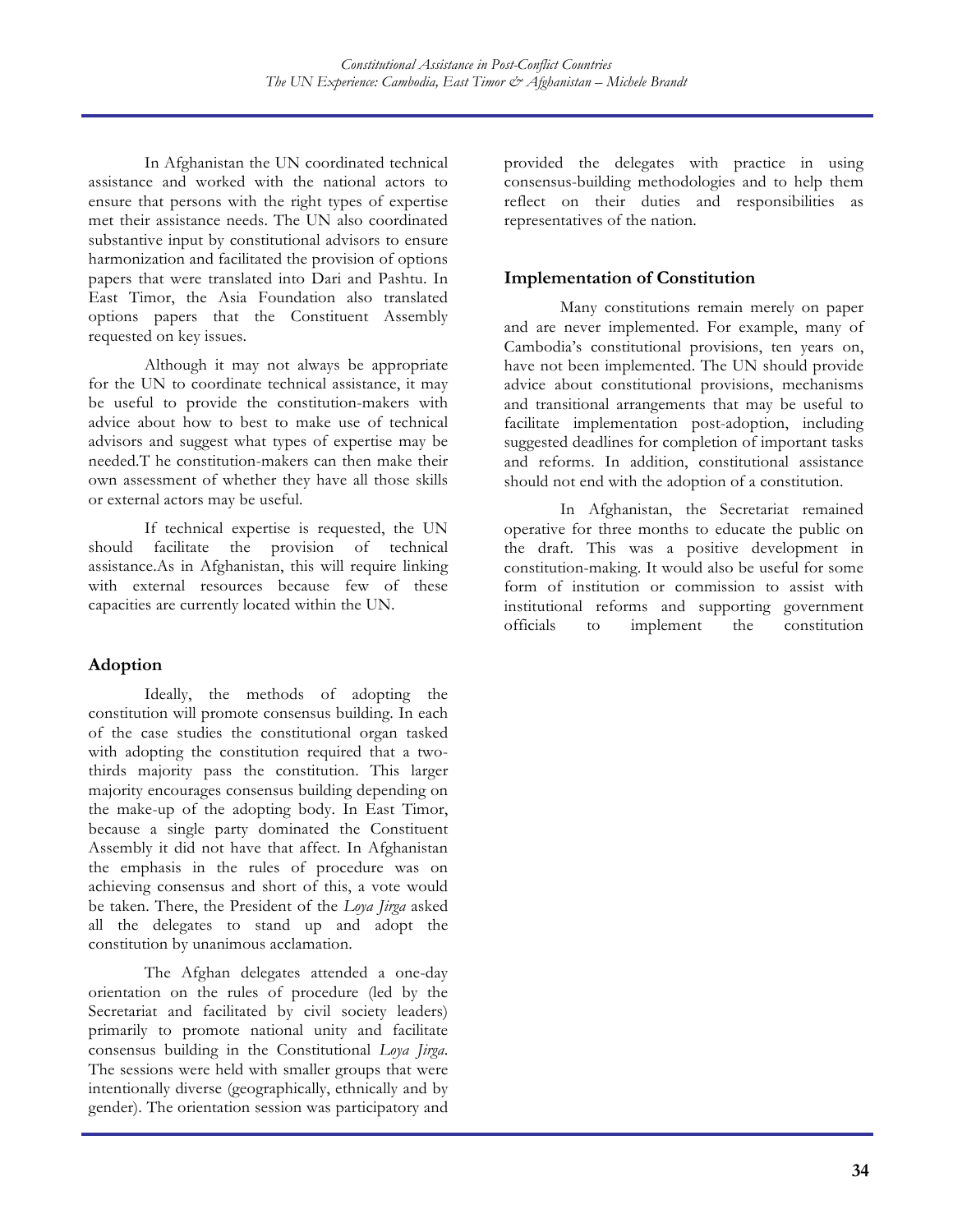In Afghanistan the UN coordinated technical assistance and worked with the national actors to ensure that persons with the right types of expertise met their assistance needs. The UN also coordinated substantive input by constitutional advisors to ensure harmonization and facilitated the provision of options papers that were translated into Dari and Pashtu. In East Timor, the Asia Foundation also translated options papers that the Constituent Assembly requested on key issues.

Although it may not always be appropriate for the UN to coordinate technical assistance, it may be useful to provide the constitution-makers with advice about how to best to make use of technical advisors and suggest what types of expertise may be needed.T he constitution-makers can then make their own assessment of whether they have all those skills or external actors may be useful.

If technical expertise is requested, the UN should facilitate the provision of technical assistance.As in Afghanistan, this will require linking with external resources because few of these capacities are currently located within the UN.

## Adoption

Ideally, the methods of adopting the constitution will promote consensus building. In each of the case studies the constitutional organ tasked with adopting the constitution required that a two-thirds majority pass the constitution. This larger majority encourages consensus building depending on the make-up of the adopting body. In East Timor, because a single party dominated the Constituent Assembly it did not have that affect. In Afghanistan the emphasis in the rules of procedure was on achieving consensus and short of this, a vote would be taken. There, the President of the *Loya Jirga* asked all the delegates to stand up and adopt the constitution by unanimous acclamation.

The Afghan delegates attended a one-day orientation on the rules of procedure (led by the Secretariat and facilitated by civil society leaders) primarily to promote national unity and facilitate consensus building in the Constitutional *Loya Jirga*. The sessions were held with smaller groups that were intentionally diverse (geographically, ethnically and by gender). The orientation session was participatory and provided the delegates with practice in using consensus-building methodologies and to help them reflect on their duties and responsibilities as representatives of the nation.

## Implementation of Constitution

Many constitutions remain merely on paper and are never implemented. For example, many of Cambodia's constitutional provisions, ten years on, have not been implemented. The UN should provide advice about constitutional provisions, mechanisms and transitional arrangements that may be useful to facilitate implementation post-adoption, including suggested deadlines for completion of important tasks and reforms. In addition, constitutional assistance should not end with the adoption of a constitution.

In Afghanistan, the Secretariat remained operative for three months to educate the public on the draft. This was a positive development in constitution-making. It would also be useful for some form of institution or commission to assist with institutional reforms and supporting government officials to implement the constitution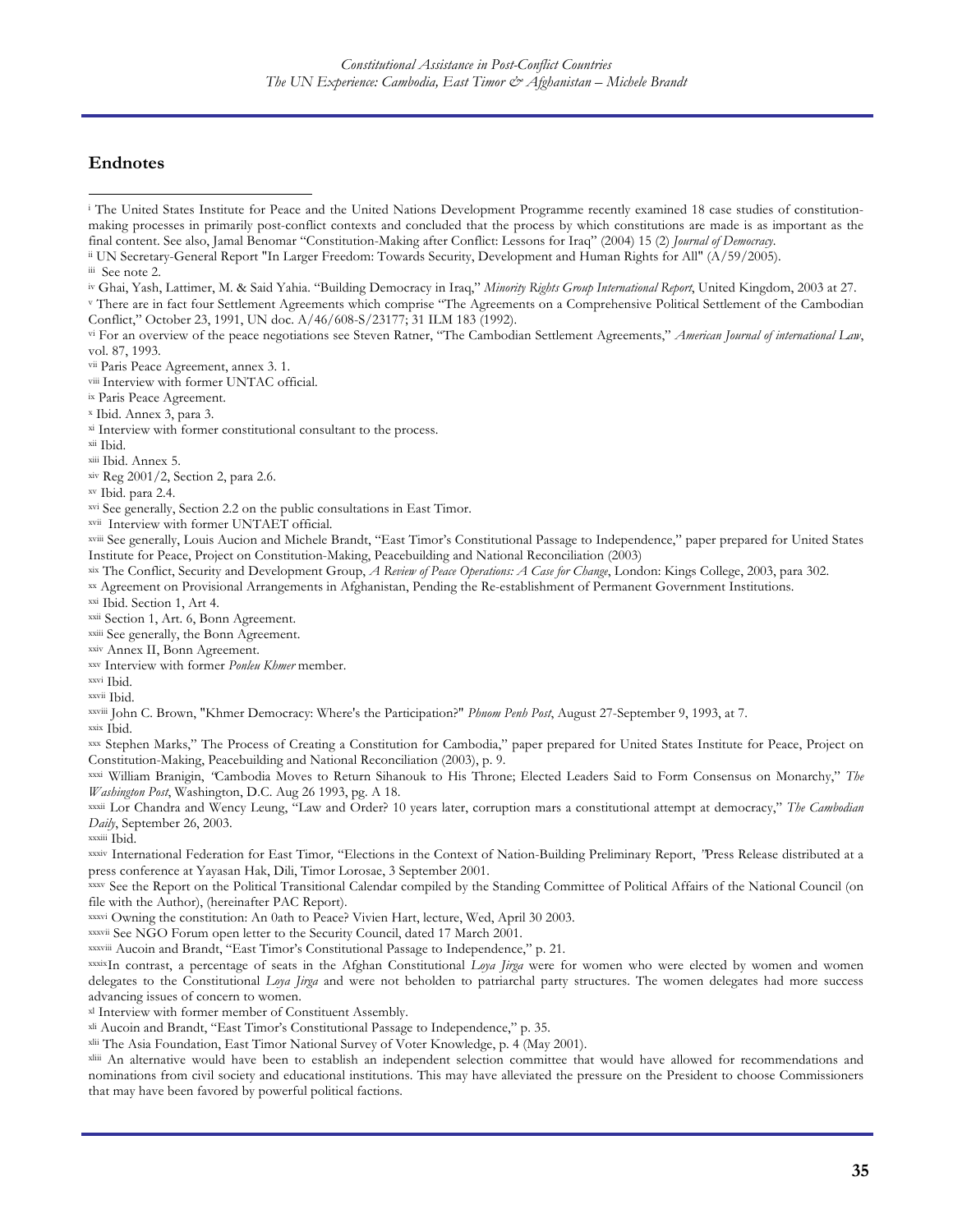## Endnotes

[i] The United States Institute for Peace and the United Nations Development Programme recently examined 18 case studies of constitution-making processes in primarily post-conflict contexts and concluded that the process by which constitutions are made is as important as the final content. See also, Jamal Benomar "Constitution-Making after Conflict: Lessons for Iraq" (2004) 15 (2) *Journal of Democracy*.

[ii] UN Secretary-General Report "In Larger Freedom: Towards Security, Development and Human Rights for All" (A/59/2005).

[iii] See note 2.

[iv] Ghai, Yash, Lattimer, M. & Said Yahia. "Building Democracy in Iraq," *Minority Rights Group International Report*, United Kingdom, 2003 at 27.

[v] There are in fact four Settlement Agreements which comprise "The Agreements on a Comprehensive Political Settlement of the Cambodian Conflict," October 23, 1991, UN doc. A/46/608-S/23177; 31 ILM 183 (1992).

[vi] For an overview of the peace negotiations see Steven Ratner, "The Cambodian Settlement Agreements," *American Journal of international Law*, vol. 87, 1993.

[vii] Paris Peace Agreement, annex 3. 1.

[viii] Interview with former UNTAC official.

[ix] Paris Peace Agreement.

[x] Ibid. Annex 3, para 3.

[xi] Interview with former constitutional consultant to the process.

[xii] Ibid.

[xiii] Ibid. Annex 5.

[xiv] Reg 2001/2, Section 2, para 2.6.

[xv] Ibid. para 2.4.

[xvi] See generally, Section 2.2 on the public consultations in East Timor.

[xvii] Interview with former UNTAET official.

[xviii] See generally, Louis Aucion and Michele Brandt, "East Timor's Constitutional Passage to Independence," paper prepared for United States Institute for Peace, Project on Constitution-Making, Peacebuilding and National Reconciliation (2003)

[xix] The Conflict, Security and Development Group, *A Review of Peace Operations: A Case for Change*, London: Kings College, 2003, para 302.

[xx] Agreement on Provisional Arrangements in Afghanistan, Pending the Re-establishment of Permanent Government Institutions.

[xxi] Ibid. Section 1, Art 4.

[xxii] Section 1, Art. 6, Bonn Agreement.

[xxiii] See generally, the Bonn Agreement.

[xxiv] Annex II, Bonn Agreement.

[xxv] Interview with former *Ponleu Khmer* member.

[xxvi] Ibid.

[xxvii] Ibid.

[xxviii] John C. Brown, "Khmer Democracy: Where's the Participation?" *Phnom Penh Post*, August 27-September 9, 1993, at 7.

[xxix] Ibid.

[xxx] Stephen Marks," The Process of Creating a Constitution for Cambodia," paper prepared for United States Institute for Peace, Project on Constitution-Making, Peacebuilding and National Reconciliation (2003), p. 9.

[xxxi] William Branigin, "Cambodia Moves to Return Sihanouk to His Throne; Elected Leaders Said to Form Consensus on Monarchy," *The Washington Post*, Washington, D.C. Aug 26 1993, pg. A 18.

[xxxii] Lor Chandra and Wency Leung, "Law and Order? 10 years later, corruption mars a constitutional attempt at democracy," *The Cambodian Daily*, September 26, 2003.

[xxxiii] Ibid.

[xxxiv] International Federation for East Timor, "Elections in the Context of Nation-Building Preliminary Report, "Press Release distributed at a press conference at Yayasan Hak, Dili, Timor Lorosae, 3 September 2001.

[xxxv] See the Report on the Political Transitional Calendar compiled by the Standing Committee of Political Affairs of the National Council (on file with the Author), (hereinafter PAC Report).

[xxxvi] Owning the constitution: An 0ath to Peace? Vivien Hart, lecture, Wed, April 30 2003.

[xxxvii] See NGO Forum open letter to the Security Council, dated 17 March 2001.

[xxxviii] Aucoin and Brandt, "East Timor's Constitutional Passage to Independence," p. 21.

[xxxix] In contrast, a percentage of seats in the Afghan Constitutional *Loya Jirga* were for women who were elected by women and women delegates to the Constitutional *Loya Jirga* and were not beholden to patriarchal party structures. The women delegates had more success advancing issues of concern to women.

[xl] Interview with former member of Constituent Assembly.

[xli] Aucoin and Brandt, "East Timor's Constitutional Passage to Independence," p. 35.

[xlii] The Asia Foundation, East Timor National Survey of Voter Knowledge, p. 4 (May 2001).

[xliii] An alternative would have been to establish an independent selection committee that would have allowed for recommendations and nominations from civil society and educational institutions. This may have alleviated the pressure on the President to choose Commissioners that may have been favored by powerful political factions.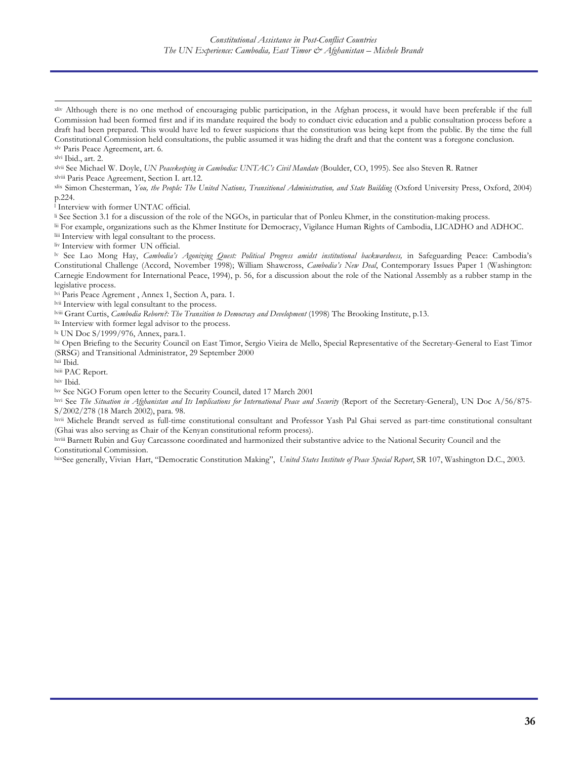[xliv] Although there is no one method of encouraging public participation, in the Afghan process, it would have been preferable if the full Commission had been formed first and if its mandate required the body to conduct civic education and a public consultation process before a draft had been prepared. This would have led to fewer suspicions that the constitution was being kept from the public. By the time the full Constitutional Commission held consultations, the public assumed it was hiding the draft and that the content was a foregone conclusion.

[xlv] Paris Peace Agreement, art. 6.

[xlvi] Ibid., art. 2.

[xlvii] See Michael W. Doyle, *UN Peacekeeping in Cambodia: UNTAC's Civil Mandate* (Boulder, CO, 1995). See also Steven R. Ratner

[xlviii] Paris Peace Agreement, Section I. art.12.

[xlix] Simon Chesterman, *You, the People: The United Nations, Transitional Administration, and State Building* (Oxford University Press, Oxford, 2004) p.224.

[l] Interview with former UNTAC official.

[li] See Section 3.1 for a discussion of the role of the NGOs, in particular that of Ponleu Khmer, in the constitution-making process.

[lii] For example, organizations such as the Khmer Institute for Democracy, Vigilance Human Rights of Cambodia, LICADHO and ADHOC.

[liii] Interview with legal consultant to the process.

[liv] Interview with former UN official.

[lv] See Lao Mong Hay, *Cambodia's Agonizing Quest: Political Progress amidst institutional backwardness,* in Safeguarding Peace: Cambodia's Constitutional Challenge (Accord, November 1998); William Shawcross, *Cambodia's New Deal*, Contemporary Issues Paper 1 (Washington: Carnegie Endowment for International Peace, 1994), p. 56, for a discussion about the role of the National Assembly as a rubber stamp in the legislative process.

[lvi] Paris Peace Agrement , Annex 1, Section A, para. 1.

[lvii] Interview with legal consultant to the process.

[lviii] Grant Curtis, *Cambodia Reborn?: The Transition to Democracy and Development* (1998) The Brooking Institute, p.13.

[lix] Interview with former legal advisor to the process.

[lx] UN Doc S/1999/976, Annex, para.1.

[lxi] Open Briefing to the Security Council on East Timor, Sergio Vieira de Mello, Special Representative of the Secretary-General to East Timor (SRSG) and Transitional Administrator, 29 September 2000

[lxii] Ibid.

[lxiii] PAC Report.

[lxiv] Ibid.

[lxv] See NGO Forum open letter to the Security Council, dated 17 March 2001

[lxvi] See *The Situation in Afghanistan and Its Implications for International Peace and Security* (Report of the Secretary-General), UN Doc A/56/875-S/2002/278 (18 March 2002), para. 98.

[lxvii] Michele Brandt served as full-time constitutional consultant and Professor Yash Pal Ghai served as part-time constitutional consultant (Ghai was also serving as Chair of the Kenyan constitutional reform process).

[lxviii] Barnett Rubin and Guy Carcassone coordinated and harmonized their substantive advice to the National Security Council and the Constitutional Commission.

[lxix] See generally, Vivian Hart, "Democratic Constitution Making", *United States Institute of Peace Special Report*, SR 107, Washington D.C., 2003.